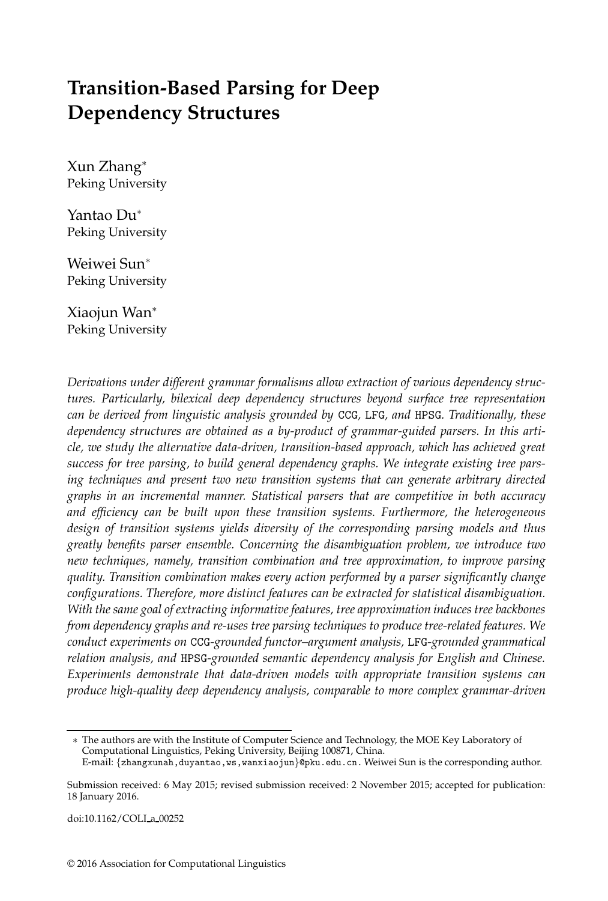# Transition-Based Parsing for Deep Dependency Structures

Xun Zhang*
Peking University

Yantao Du*
Peking University

Weiwei Sun*
Peking University

Xiaojun Wan*
Peking University

*Derivations under different grammar formalisms allow extraction of various dependency structures. Particularly, bilexical deep dependency structures beyond surface tree representation can be derived from linguistic analysis grounded by* CCG*,* LFG*, and* HPSG*. Traditionally, these dependency structures are obtained as a by-product of grammar-guided parsers. In this article, we study the alternative data-driven, transition-based approach, which has achieved great success for tree parsing, to build general dependency graphs. We integrate existing tree parsing techniques and present two new transition systems that can generate arbitrary directed graphs in an incremental manner. Statistical parsers that are competitive in both accuracy and efficiency can be built upon these transition systems. Furthermore, the heterogeneous design of transition systems yields diversity of the corresponding parsing models and thus greatly benefits parser ensemble. Concerning the disambiguation problem, we introduce two new techniques, namely, transition combination and tree approximation, to improve parsing quality. Transition combination makes every action performed by a parser significantly change configurations. Therefore, more distinct features can be extracted for statistical disambiguation. With the same goal of extracting informative features, tree approximation induces tree backbones from dependency graphs and re-uses tree parsing techniques to produce tree-related features. We conduct experiments on* CCG*-grounded functor–argument analysis,* LFG*-grounded grammatical relation analysis, and* HPSG*-grounded semantic dependency analysis for English and Chinese. Experiments demonstrate that data-driven models with appropriate transition systems can produce high-quality deep dependency analysis, comparable to more complex grammar-driven*

* The authors are with the Institute of Computer Science and Technology, the MOE Key Laboratory of Computational Linguistics, Peking University, Beijing 100871, China.
E-mail: {zhangxunah,duyantao,ws,wanxiaojun}@pku.edu.cn. Weiwei Sun is the corresponding author.

Submission received: 6 May 2015; revised submission received: 2 November 2015; accepted for publication: 18 January 2016.

doi:10.1162/COLI_a_00252

© 2016 Association for Computational Linguistics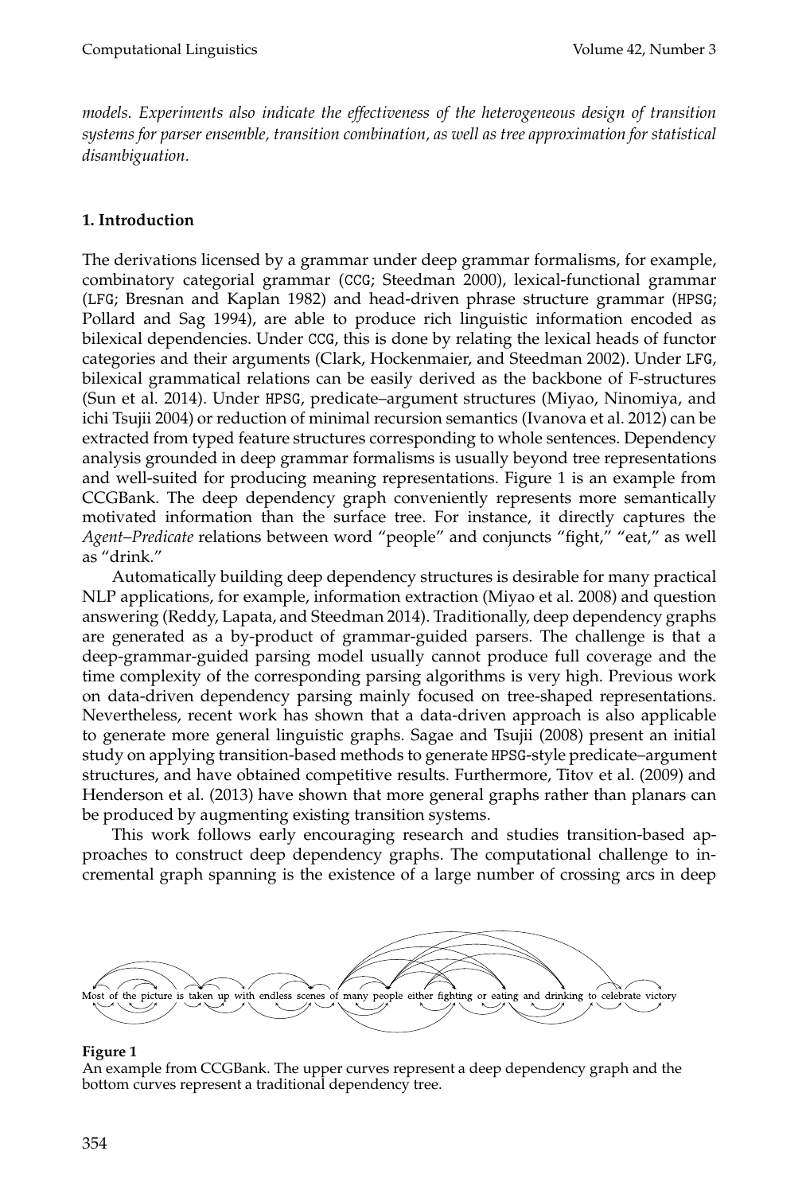*models. Experiments also indicate the effectiveness of the heterogeneous design of transition systems for parser ensemble, transition combination, as well as tree approximation for statistical disambiguation.*

## 1. Introduction

The derivations licensed by a grammar under deep grammar formalisms, for example, combinatory categorial grammar (CCG; Steedman 2000), lexical-functional grammar (LFG; Bresnan and Kaplan 1982) and head-driven phrase structure grammar (HPSG; Pollard and Sag 1994), are able to produce rich linguistic information encoded as bilexical dependencies. Under CCG, this is done by relating the lexical heads of functor categories and their arguments (Clark, Hockenmaier, and Steedman 2002). Under LFG, bilexical grammatical relations can be easily derived as the backbone of F-structures (Sun et al. 2014). Under HPSG, predicate–argument structures (Miyao, Ninomiya, and ichi Tsujii 2004) or reduction of minimal recursion semantics (Ivanova et al. 2012) can be extracted from typed feature structures corresponding to whole sentences. Dependency analysis grounded in deep grammar formalisms is usually beyond tree representations and well-suited for producing meaning representations. Figure 1 is an example from CCGBank. The deep dependency graph conveniently represents more semantically motivated information than the surface tree. For instance, it directly captures the *Agent–Predicate* relations between word "people" and conjuncts "fight," "eat," as well as "drink."

Automatically building deep dependency structures is desirable for many practical NLP applications, for example, information extraction (Miyao et al. 2008) and question answering (Reddy, Lapata, and Steedman 2014). Traditionally, deep dependency graphs are generated as a by-product of grammar-guided parsers. The challenge is that a deep-grammar-guided parsing model usually cannot produce full coverage and the time complexity of the corresponding parsing algorithms is very high. Previous work on data-driven dependency parsing mainly focused on tree-shaped representations. Nevertheless, recent work has shown that a data-driven approach is also applicable to generate more general linguistic graphs. Sagae and Tsujii (2008) present an initial study on applying transition-based methods to generate HPSG-style predicate–argument structures, and have obtained competitive results. Furthermore, Titov et al. (2009) and Henderson et al. (2013) have shown that more general graphs rather than planars can be produced by augmenting existing transition systems.

This work follows early encouraging research and studies transition-based approaches to construct deep dependency graphs. The computational challenge to incremental graph spanning is the existence of a large number of crossing arcs in deep

Most of the picture is taken up with endless scenes of many people either fighting or eating and drinking to celebrate victory

**Figure 1**
An example from CCGBank. The upper curves represent a deep dependency graph and the bottom curves represent a traditional dependency tree.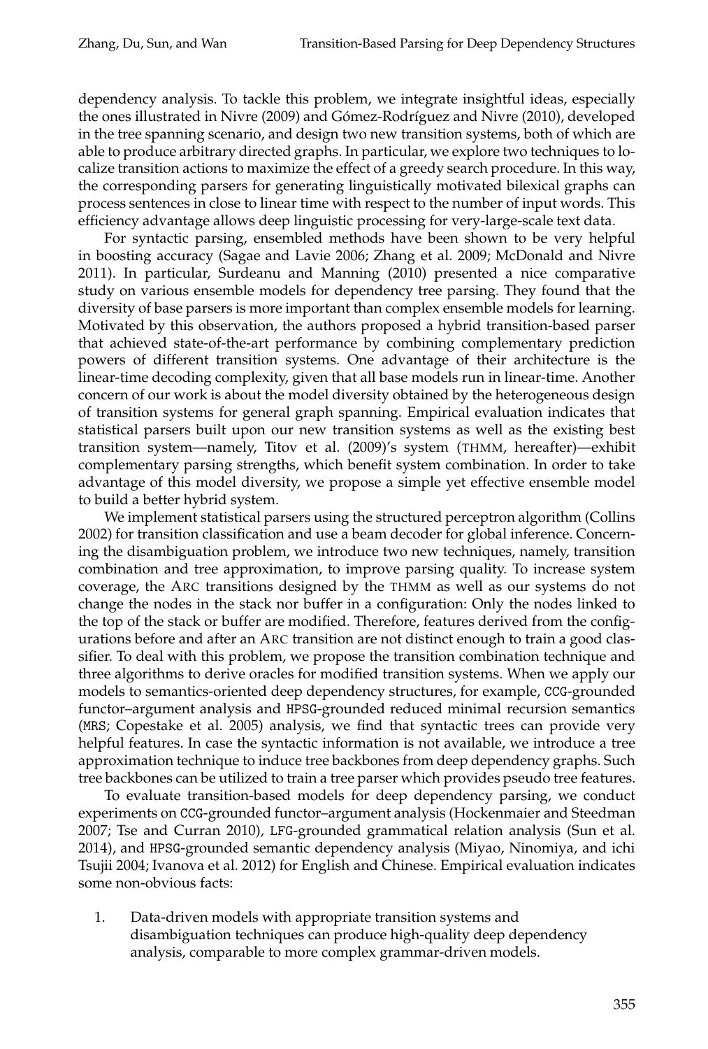dependency analysis. To tackle this problem, we integrate insightful ideas, especially the ones illustrated in Nivre (2009) and Gómez-Rodríguez and Nivre (2010), developed in the tree spanning scenario, and design two new transition systems, both of which are able to produce arbitrary directed graphs. In particular, we explore two techniques to localize transition actions to maximize the effect of a greedy search procedure. In this way, the corresponding parsers for generating linguistically motivated bilexical graphs can process sentences in close to linear time with respect to the number of input words. This efficiency advantage allows deep linguistic processing for very-large-scale text data.

For syntactic parsing, ensembled methods have been shown to be very helpful in boosting accuracy (Sagae and Lavie 2006; Zhang et al. 2009; McDonald and Nivre 2011). In particular, Surdeanu and Manning (2010) presented a nice comparative study on various ensemble models for dependency tree parsing. They found that the diversity of base parsers is more important than complex ensemble models for learning. Motivated by this observation, the authors proposed a hybrid transition-based parser that achieved state-of-the-art performance by combining complementary prediction powers of different transition systems. One advantage of their architecture is the linear-time decoding complexity, given that all base models run in linear-time. Another concern of our work is about the model diversity obtained by the heterogeneous design of transition systems for general graph spanning. Empirical evaluation indicates that statistical parsers built upon our new transition systems as well as the existing best transition system—namely, Titov et al. (2009)'s system (THMM, hereafter)—exhibit complementary parsing strengths, which benefit system combination. In order to take advantage of this model diversity, we propose a simple yet effective ensemble model to build a better hybrid system.

We implement statistical parsers using the structured perceptron algorithm (Collins 2002) for transition classification and use a beam decoder for global inference. Concerning the disambiguation problem, we introduce two new techniques, namely, transition combination and tree approximation, to improve parsing quality. To increase system coverage, the ARC transitions designed by the THMM as well as our systems do not change the nodes in the stack nor buffer in a configuration: Only the nodes linked to the top of the stack or buffer are modified. Therefore, features derived from the configurations before and after an ARC transition are not distinct enough to train a good classifier. To deal with this problem, we propose the transition combination technique and three algorithms to derive oracles for modified transition systems. When we apply our models to semantics-oriented deep dependency structures, for example, CCG-grounded functor–argument analysis and HPSG-grounded reduced minimal recursion semantics (MRS; Copestake et al. 2005) analysis, we find that syntactic trees can provide very helpful features. In case the syntactic information is not available, we introduce a tree approximation technique to induce tree backbones from deep dependency graphs. Such tree backbones can be utilized to train a tree parser which provides pseudo tree features.

To evaluate transition-based models for deep dependency parsing, we conduct experiments on CCG-grounded functor–argument analysis (Hockenmaier and Steedman 2007; Tse and Curran 2010), LFG-grounded grammatical relation analysis (Sun et al. 2014), and HPSG-grounded semantic dependency analysis (Miyao, Ninomiya, and ichi Tsujii 2004; Ivanova et al. 2012) for English and Chinese. Empirical evaluation indicates some non-obvious facts:

1. Data-driven models with appropriate transition systems and disambiguation techniques can produce high-quality deep dependency analysis, comparable to more complex grammar-driven models.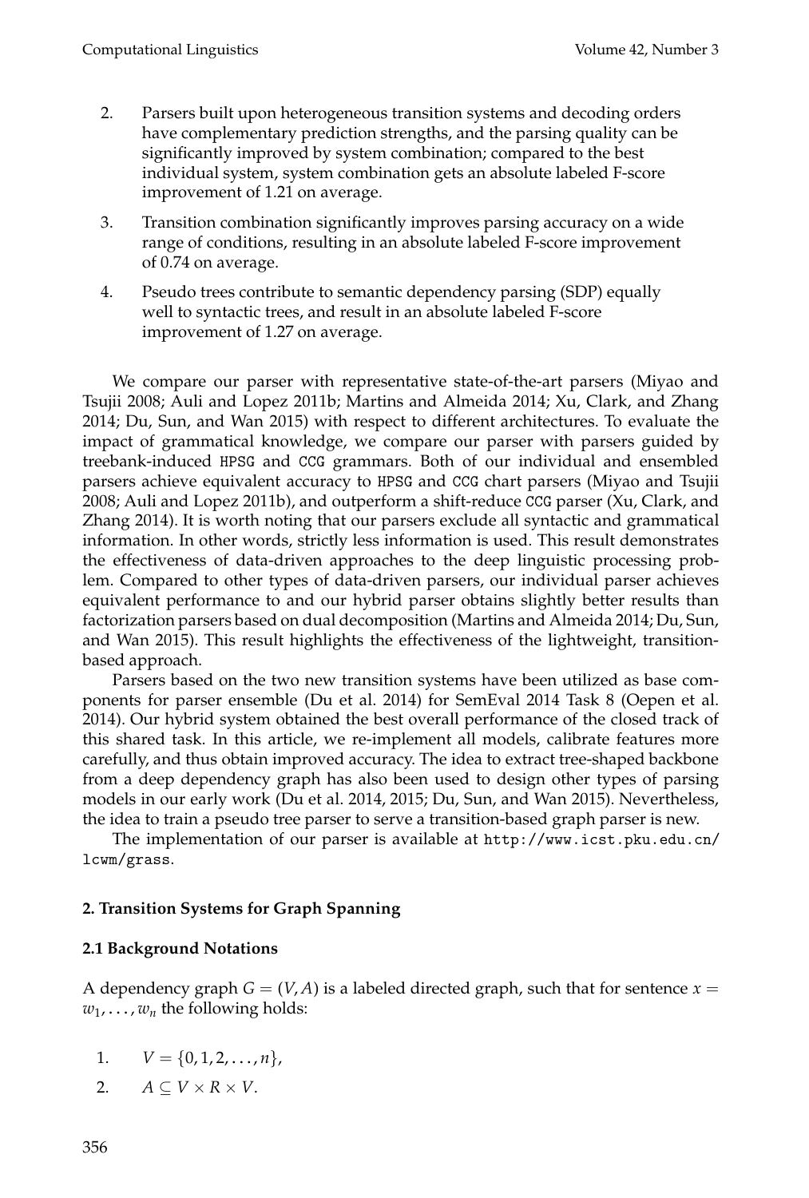2. Parsers built upon heterogeneous transition systems and decoding orders have complementary prediction strengths, and the parsing quality can be significantly improved by system combination; compared to the best individual system, system combination gets an absolute labeled F-score improvement of 1.21 on average.
3. Transition combination significantly improves parsing accuracy on a wide range of conditions, resulting in an absolute labeled F-score improvement of 0.74 on average.
4. Pseudo trees contribute to semantic dependency parsing (SDP) equally well to syntactic trees, and result in an absolute labeled F-score improvement of 1.27 on average.

We compare our parser with representative state-of-the-art parsers (Miyao and Tsujii 2008; Auli and Lopez 2011b; Martins and Almeida 2014; Xu, Clark, and Zhang 2014; Du, Sun, and Wan 2015) with respect to different architectures. To evaluate the impact of grammatical knowledge, we compare our parser with parsers guided by treebank-induced HPSG and CCG grammars. Both of our individual and ensembled parsers achieve equivalent accuracy to HPSG and CCG chart parsers (Miyao and Tsujii 2008; Auli and Lopez 2011b), and outperform a shift-reduce CCG parser (Xu, Clark, and Zhang 2014). It is worth noting that our parsers exclude all syntactic and grammatical information. In other words, strictly less information is used. This result demonstrates the effectiveness of data-driven approaches to the deep linguistic processing problem. Compared to other types of data-driven parsers, our individual parser achieves equivalent performance to and our hybrid parser obtains slightly better results than factorization parsers based on dual decomposition (Martins and Almeida 2014; Du, Sun, and Wan 2015). This result highlights the effectiveness of the lightweight, transition-based approach.

Parsers based on the two new transition systems have been utilized as base components for parser ensemble (Du et al. 2014) for SemEval 2014 Task 8 (Oepen et al. 2014). Our hybrid system obtained the best overall performance of the closed track of this shared task. In this article, we re-implement all models, calibrate features more carefully, and thus obtain improved accuracy. The idea to extract tree-shaped backbone from a deep dependency graph has also been used to design other types of parsing models in our early work (Du et al. 2014, 2015; Du, Sun, and Wan 2015). Nevertheless, the idea to train a pseudo tree parser to serve a transition-based graph parser is new.

The implementation of our parser is available at http://www.icst.pku.edu.cn/lcwm/grass.

## 2. Transition Systems for Graph Spanning

### 2.1 Background Notations

A dependency graph $G = (V, A)$ is a labeled directed graph, such that for sentence $x = w_1, \ldots, w_n$ the following holds:

1. $V = \{0, 1, 2, \ldots, n\}$,
2. $A \subseteq V \times R \times V$.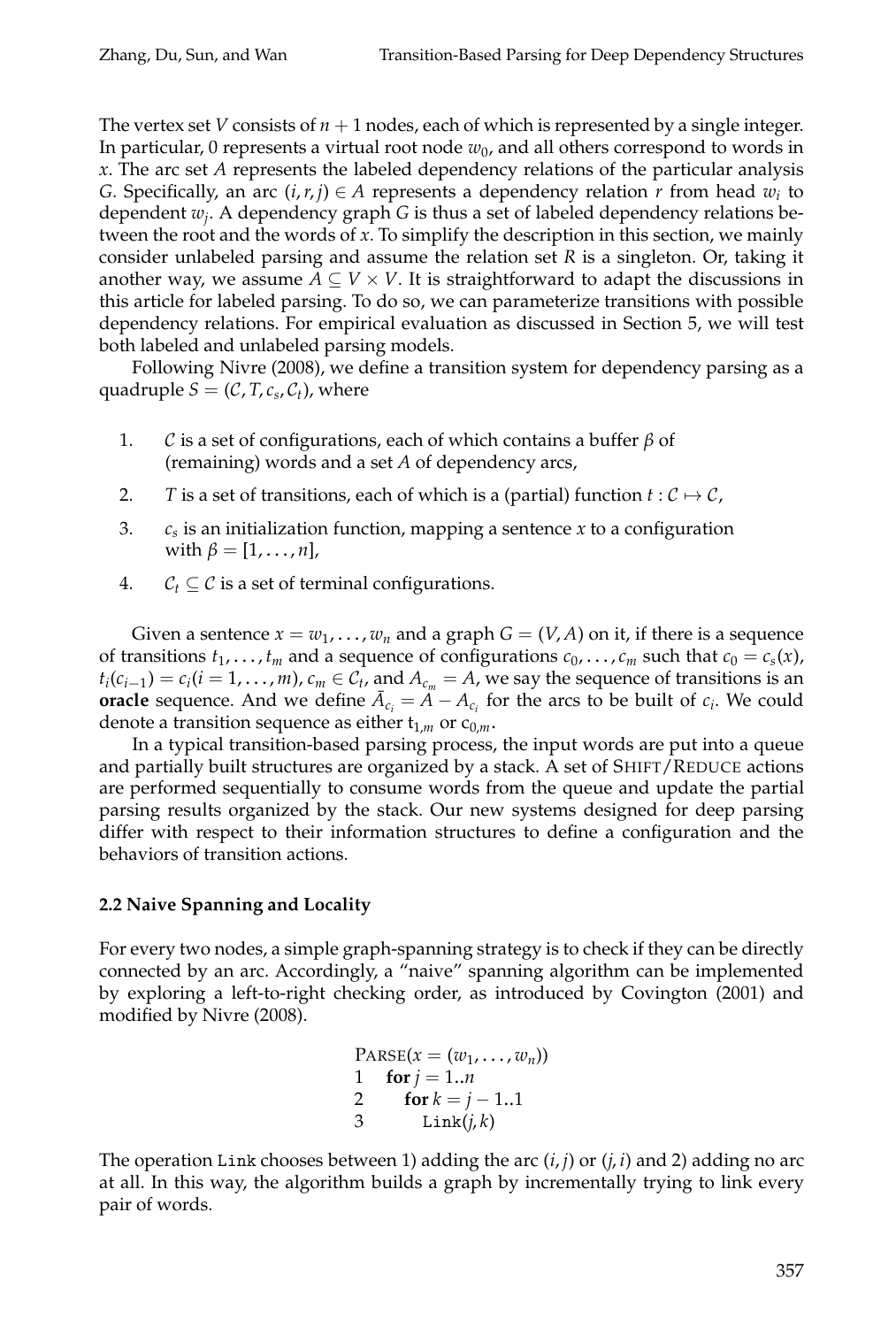The vertex set $V$ consists of $n + 1$ nodes, each of which is represented by a single integer. In particular, 0 represents a virtual root node $w_0$, and all others correspond to words in $x$. The arc set $A$ represents the labeled dependency relations of the particular analysis $G$. Specifically, an arc $(i, r, j) \in A$ represents a dependency relation $r$ from head $w_i$ to dependent $w_j$. A dependency graph $G$ is thus a set of labeled dependency relations between the root and the words of $x$. To simplify the description in this section, we mainly consider unlabeled parsing and assume the relation set $R$ is a singleton. Or, taking it another way, we assume $A \subseteq V \times V$. It is straightforward to adapt the discussions in this article for labeled parsing. To do so, we can parameterize transitions with possible dependency relations. For empirical evaluation as discussed in Section 5, we will test both labeled and unlabeled parsing models.

Following Nivre (2008), we define a transition system for dependency parsing as a quadruple $S = (\mathcal{C}, T, c_s, \mathcal{C}_t)$, where

1. $\mathcal{C}$ is a set of configurations, each of which contains a buffer $\beta$ of (remaining) words and a set $A$ of dependency arcs,
2. $T$ is a set of transitions, each of which is a (partial) function $t : \mathcal{C} \mapsto \mathcal{C}$,
3. $c_s$ is an initialization function, mapping a sentence $x$ to a configuration with $\beta = [1, \ldots, n]$,
4. $\mathcal{C}_t \subseteq \mathcal{C}$ is a set of terminal configurations.

Given a sentence $x = w_1, \ldots, w_n$ and a graph $G = (V, A)$ on it, if there is a sequence of transitions $t_1, \ldots, t_m$ and a sequence of configurations $c_0, \ldots, c_m$ such that $c_0 = c_s(x)$, $t_i(c_{i-1}) = c_i (i = 1, \ldots, m)$, $c_m \in \mathcal{C}_t$, and $A_{c_m} = A$, we say the sequence of transitions is an **oracle** sequence. And we define $\bar{A}_{c_i} = A - A_{c_i}$ for the arcs to be built of $c_i$. We could denote a transition sequence as either $t_{1,m}$ or $c_{0,m}$.

In a typical transition-based parsing process, the input words are put into a queue and partially built structures are organized by a stack. A set of SHIFT/REDUCE actions are performed sequentially to consume words from the queue and update the partial parsing results organized by the stack. Our new systems designed for deep parsing differ with respect to their information structures to define a configuration and the behaviors of transition actions.

### 2.2 Naive Spanning and Locality

For every two nodes, a simple graph-spanning strategy is to check if they can be directly connected by an arc. Accordingly, a "naive" spanning algorithm can be implemented by exploring a left-to-right checking order, as introduced by Covington (2001) and modified by Nivre (2008).

```
PARSE(x = (w_1, ..., w_n))
1   for j = 1..n
2       for k = j − 1..1
3           Link(j, k)
```

The operation `Link` chooses between 1) adding the arc $(i, j)$ or $(j, i)$ and 2) adding no arc at all. In this way, the algorithm builds a graph by incrementally trying to link every pair of words.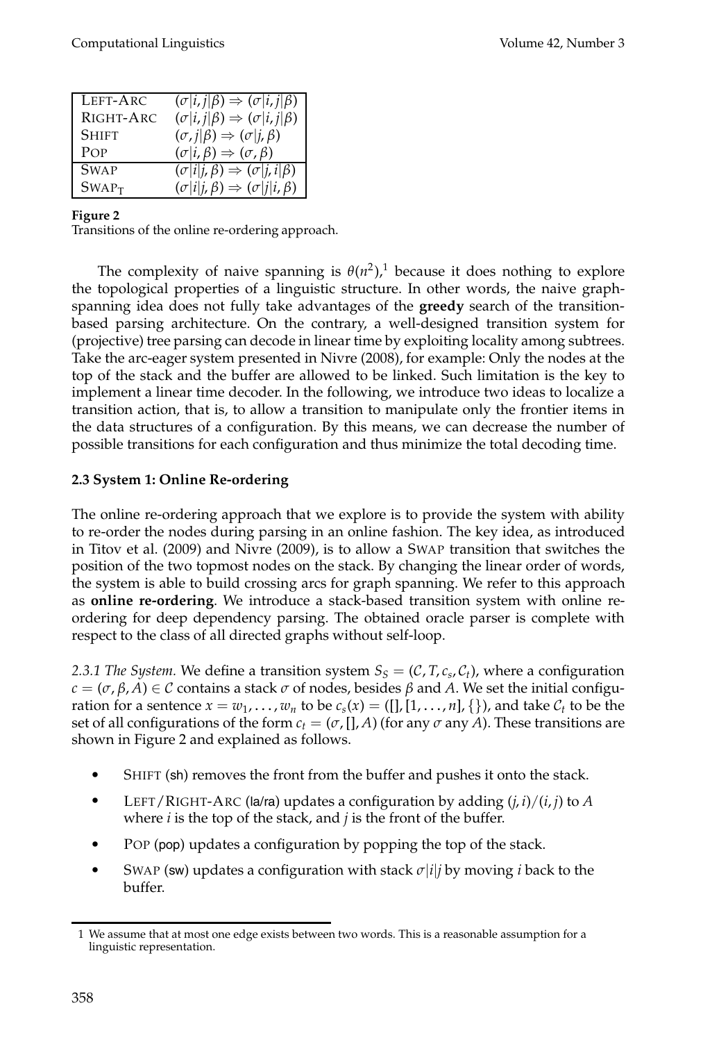| | |
|---|---|
| LEFT-ARC | $(\sigma\|i, j\|\beta) \Rightarrow (\sigma\|i, j\|\beta)$ |
| RIGHT-ARC | $(\sigma\|i, j\|\beta) \Rightarrow (\sigma\|i, j\|\beta)$ |
| SHIFT | $(\sigma, j\|\beta) \Rightarrow (\sigma\|j, \beta)$ |
| POP | $(\sigma\|i, \beta) \Rightarrow (\sigma, \beta)$ |
| SWAP | $(\sigma\|i\|j, \beta) \Rightarrow (\sigma\|j, i\|\beta)$ |
| $\text{SWAP}_\text{T}$ | $(\sigma\|i\|j, \beta) \Rightarrow (\sigma\|j\|i, \beta)$ |

**Figure 2**
Transitions of the online re-ordering approach.

The complexity of naive spanning is $\theta(n^2)$,[1] because it does nothing to explore the topological properties of a linguistic structure. In other words, the naive graph-spanning idea does not fully take advantages of the **greedy** search of the transition-based parsing architecture. On the contrary, a well-designed transition system for (projective) tree parsing can decode in linear time by exploiting locality among subtrees. Take the arc-eager system presented in Nivre (2008), for example: Only the nodes at the top of the stack and the buffer are allowed to be linked. Such limitation is the key to implement a linear time decoder. In the following, we introduce two ideas to localize a transition action, that is, to allow a transition to manipulate only the frontier items in the data structures of a configuration. By this means, we can decrease the number of possible transitions for each configuration and thus minimize the total decoding time.

### 2.3 System 1: Online Re-ordering

The online re-ordering approach that we explore is to provide the system with ability to re-order the nodes during parsing in an online fashion. The key idea, as introduced in Titov et al. (2009) and Nivre (2009), is to allow a SWAP transition that switches the position of the two topmost nodes on the stack. By changing the linear order of words, the system is able to build crossing arcs for graph spanning. We refer to this approach as **online re-ordering**. We introduce a stack-based transition system with online re-ordering for deep dependency parsing. The obtained oracle parser is complete with respect to the class of all directed graphs without self-loop.

*2.3.1 The System.* We define a transition system $S_S = (\mathcal{C}, T, c_s, \mathcal{C}_t)$, where a configuration $c = (\sigma, \beta, A) \in \mathcal{C}$ contains a stack $\sigma$ of nodes, besides $\beta$ and $A$. We set the initial configuration for a sentence $x = w_1, \ldots, w_n$ to be $c_s(x) = ([], [1, \ldots, n], \{\})$, and take $\mathcal{C}_t$ to be the set of all configurations of the form $c_t = (\sigma, [], A)$ (for any $\sigma$ any $A$). These transitions are shown in Figure 2 and explained as follows.

- SHIFT (sh) removes the front from the buffer and pushes it onto the stack.
- LEFT/RIGHT-ARC (la/ra) updates a configuration by adding $(j, i)/(i, j)$ to $A$ where $i$ is the top of the stack, and $j$ is the front of the buffer.
- POP (pop) updates a configuration by popping the top of the stack.
- SWAP (sw) updates a configuration with stack $\sigma|i|j$ by moving $i$ back to the buffer.

[1] We assume that at most one edge exists between two words. This is a reasonable assumption for a linguistic representation.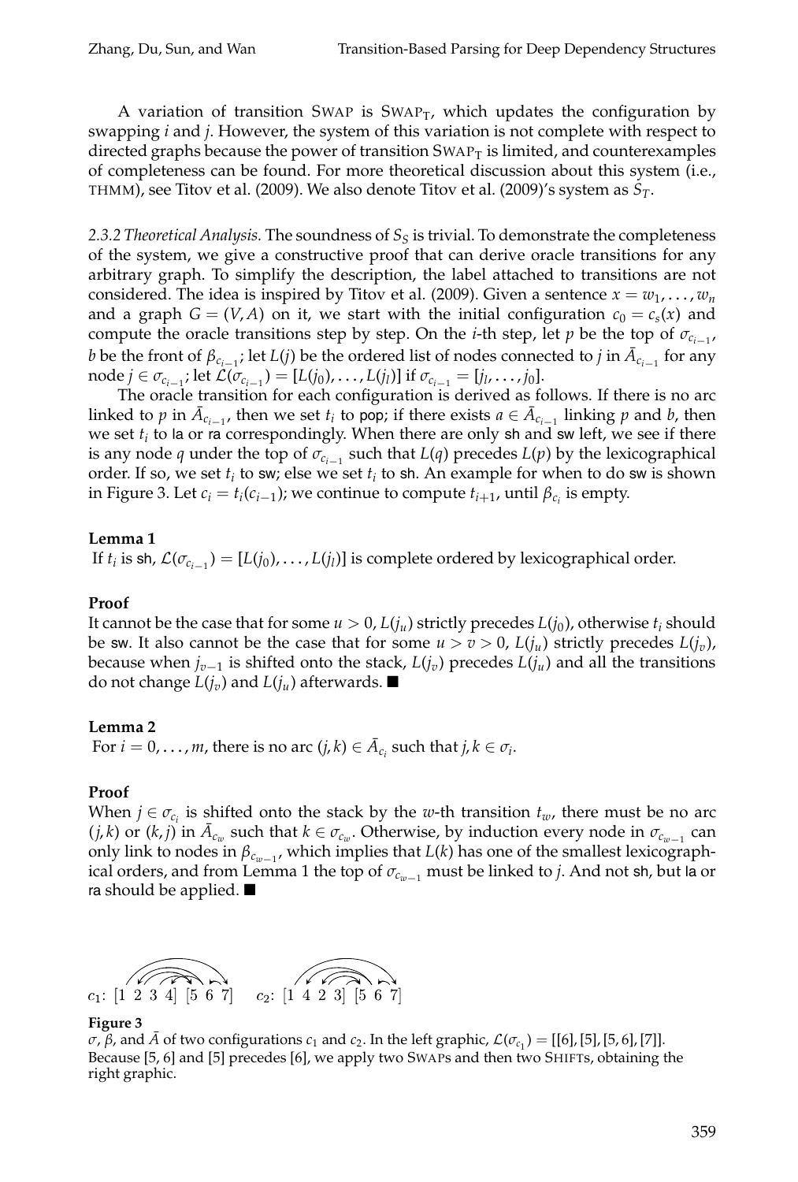A variation of transition SWAP is SWAP$_T$, which updates the configuration by swapping $i$ and $j$. However, the system of this variation is not complete with respect to directed graphs because the power of transition SWAP$_T$ is limited, and counterexamples of completeness can be found. For more theoretical discussion about this system (i.e., THMM), see Titov et al. (2009). We also denote Titov et al. (2009)'s system as $S_T$.

*2.3.2 Theoretical Analysis.* The soundness of $S_S$ is trivial. To demonstrate the completeness of the system, we give a constructive proof that can derive oracle transitions for any arbitrary graph. To simplify the description, the label attached to transitions are not considered. The idea is inspired by Titov et al. (2009). Given a sentence $x = w_1, \ldots, w_n$ and a graph $G = (V, A)$ on it, we start with the initial configuration $c_0 = c_s(x)$ and compute the oracle transitions step by step. On the $i$-th step, let $p$ be the top of $\sigma_{c_{i-1}}$, $b$ be the front of $\beta_{c_{i-1}}$; let $L(j)$ be the ordered list of nodes connected to $j$ in $\bar{A}_{c_{i-1}}$ for any node $j \in \sigma_{c_{i-1}}$; let $\mathcal{L}(\sigma_{c_{i-1}}) = [L(j_0), \ldots, L(j_l)]$ if $\sigma_{c_{i-1}} = [j_l, \ldots, j_0]$.

The oracle transition for each configuration is derived as follows. If there is no arc linked to $p$ in $\bar{A}_{c_{i-1}}$, then we set $t_i$ to pop; if there exists $a \in \bar{A}_{c_{i-1}}$ linking $p$ and $b$, then we set $t_i$ to la or ra correspondingly. When there are only sh and sw left, we see if there is any node $q$ under the top of $\sigma_{c_{i-1}}$ such that $L(q)$ precedes $L(p)$ by the lexicographical order. If so, we set $t_i$ to sw; else we set $t_i$ to sh. An example for when to do sw is shown in Figure 3. Let $c_i = t_i(c_{i-1})$; we continue to compute $t_{i+1}$, until $\beta_{c_i}$ is empty.

**Lemma 1**

If $t_i$ is sh, $\mathcal{L}(\sigma_{c_{i-1}}) = [L(j_0), \ldots, L(j_l)]$ is complete ordered by lexicographical order.

**Proof**

It cannot be the case that for some $u > 0$, $L(j_u)$ strictly precedes $L(j_0)$, otherwise $t_i$ should be sw. It also cannot be the case that for some $u > v > 0$, $L(j_u)$ strictly precedes $L(j_v)$, because when $j_{v-1}$ is shifted onto the stack, $L(j_v)$ precedes $L(j_u)$ and all the transitions do not change $L(j_v)$ and $L(j_u)$ afterwards. ■

**Lemma 2**

For $i = 0, \ldots, m$, there is no arc $(j, k) \in \bar{A}_{c_i}$ such that $j, k \in \sigma_i$.

**Proof**

When $j \in \sigma_{c_i}$ is shifted onto the stack by the $w$-th transition $t_w$, there must be no arc $(j, k)$ or $(k, j)$ in $\bar{A}_{c_w}$ such that $k \in \sigma_{c_w}$. Otherwise, by induction every node in $\sigma_{c_{w-1}}$ can only link to nodes in $\beta_{c_{w-1}}$, which implies that $L(k)$ has one of the smallest lexicographical orders, and from Lemma 1 the top of $\sigma_{c_{w-1}}$ must be linked to $j$. And not sh, but la or ra should be applied. ■

$c_1$: [1 2 3 4] [5 6 7]     $c_2$: [1 4 2 3] [5 6 7]

**Figure 3**

$\sigma$, $\beta$, and $\bar{A}$ of two configurations $c_1$ and $c_2$. In the left graphic, $\mathcal{L}(\sigma_{c_1}) = [[6], [5], [5, 6], [7]]$. Because [5, 6] and [5] precedes [6], we apply two SWAPs and then two SHIFTs, obtaining the right graphic.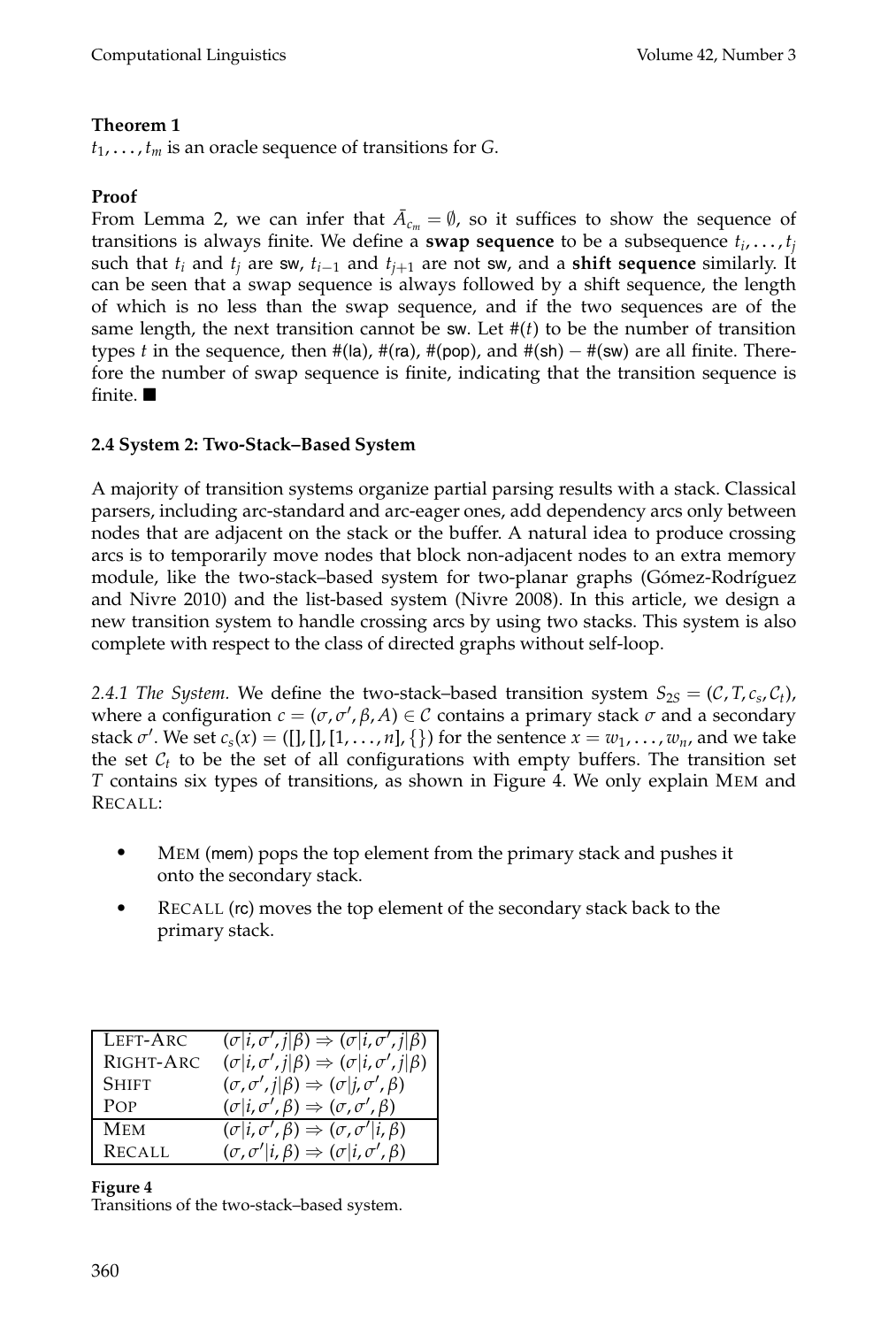**Theorem 1**
$t_1, \ldots, t_m$ is an oracle sequence of transitions for $G$.

**Proof**
From Lemma 2, we can infer that $\bar{A}_{c_m} = \emptyset$, so it suffices to show the sequence of transitions is always finite. We define a **swap sequence** to be a subsequence $t_i, \ldots, t_j$ such that $t_i$ and $t_j$ are sw, $t_{i-1}$ and $t_{j+1}$ are not sw, and a **shift sequence** similarly. It can be seen that a swap sequence is always followed by a shift sequence, the length of which is no less than the swap sequence, and if the two sequences are of the same length, the next transition cannot be sw. Let $\#(t)$ to be the number of transition types $t$ in the sequence, then #(la), #(ra), #(pop), and #(sh) − #(sw) are all finite. Therefore the number of swap sequence is finite, indicating that the transition sequence is finite. ∎

### 2.4 System 2: Two-Stack–Based System

A majority of transition systems organize partial parsing results with a stack. Classical parsers, including arc-standard and arc-eager ones, add dependency arcs only between nodes that are adjacent on the stack or the buffer. A natural idea to produce crossing arcs is to temporarily move nodes that block non-adjacent nodes to an extra memory module, like the two-stack–based system for two-planar graphs (Gómez-Rodríguez and Nivre 2010) and the list-based system (Nivre 2008). In this article, we design a new transition system to handle crossing arcs by using two stacks. This system is also complete with respect to the class of directed graphs without self-loop.

*2.4.1 The System.* We define the two-stack–based transition system $S_{2S} = (\mathcal{C}, T, c_s, \mathcal{C}_t)$, where a configuration $c = (\sigma, \sigma', \beta, A) \in \mathcal{C}$ contains a primary stack $\sigma$ and a secondary stack $\sigma'$. We set $c_s(x) = ([], [], [1, \ldots, n], \{\})$ for the sentence $x = w_1, \ldots, w_n$, and we take the set $\mathcal{C}_t$ to be the set of all configurations with empty buffers. The transition set $T$ contains six types of transitions, as shown in Figure 4. We only explain MEM and RECALL:

- MEM (mem) pops the top element from the primary stack and pushes it onto the secondary stack.
- RECALL (rc) moves the top element of the secondary stack back to the primary stack.

| | |
|---|---|
| LEFT-ARC | $(\sigma\|i, \sigma', j\|\beta) \Rightarrow (\sigma\|i, \sigma', j\|\beta)$ |
| RIGHT-ARC | $(\sigma\|i, \sigma', j\|\beta) \Rightarrow (\sigma\|i, \sigma', j\|\beta)$ |
| SHIFT | $(\sigma, \sigma', j\|\beta) \Rightarrow (\sigma\|j, \sigma', \beta)$ |
| POP | $(\sigma\|i, \sigma', \beta) \Rightarrow (\sigma, \sigma', \beta)$ |
| MEM | $(\sigma\|i, \sigma', \beta) \Rightarrow (\sigma, \sigma'\|i, \beta)$ |
| RECALL | $(\sigma, \sigma'\|i, \beta) \Rightarrow (\sigma\|i, \sigma', \beta)$ |

**Figure 4**
Transitions of the two-stack–based system.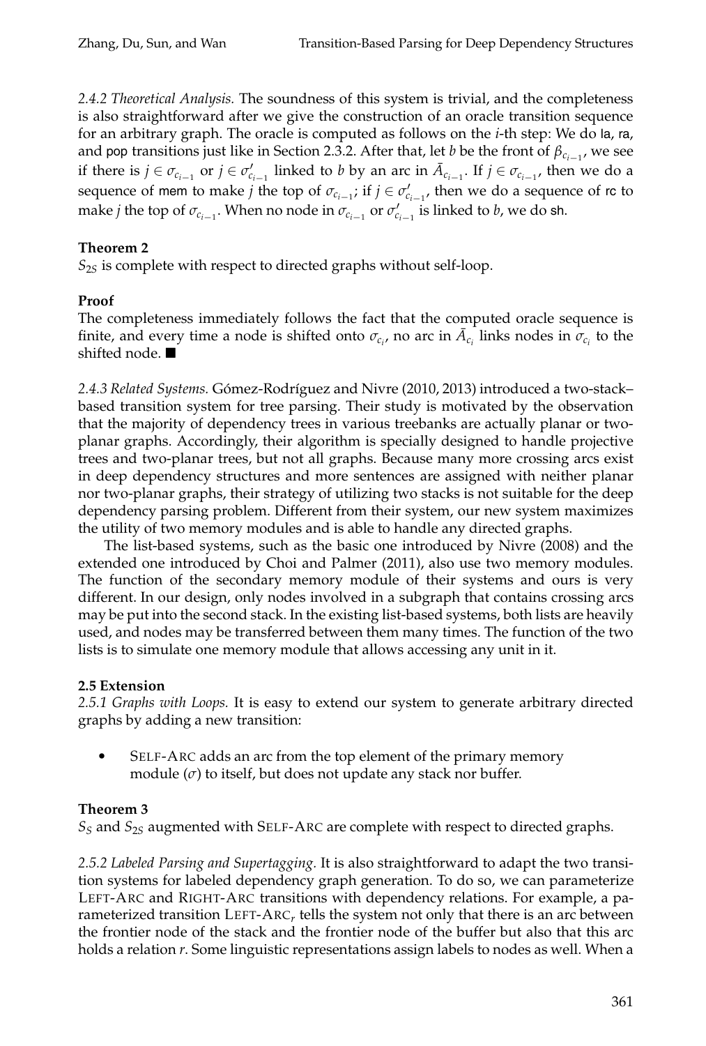*2.4.2 Theoretical Analysis.* The soundness of this system is trivial, and the completeness is also straightforward after we give the construction of an oracle transition sequence for an arbitrary graph. The oracle is computed as follows on the *i*-th step: We do la, ra, and pop transitions just like in Section 2.3.2. After that, let $b$ be the front of $\beta_{c_{i-1}}$, we see if there is $j \in \sigma_{c_{i-1}}$ or $j \in \sigma'_{c_{i-1}}$ linked to $b$ by an arc in $\bar{A}_{c_{i-1}}$. If $j \in \sigma_{c_{i-1}}$, then we do a sequence of mem to make $j$ the top of $\sigma_{c_{i-1}}$; if $j \in \sigma'_{c_{i-1}}$, then we do a sequence of rc to make $j$ the top of $\sigma_{c_{i-1}}$. When no node in $\sigma_{c_{i-1}}$ or $\sigma'_{c_{i-1}}$ is linked to $b$, we do sh.

**Theorem 2**
$S_{2S}$ is complete with respect to directed graphs without self-loop.

**Proof**
The completeness immediately follows the fact that the computed oracle sequence is finite, and every time a node is shifted onto $\sigma_{c_i}$, no arc in $\bar{A}_{c_i}$ links nodes in $\sigma_{c_i}$ to the shifted node. ■

*2.4.3 Related Systems.* Gómez-Rodríguez and Nivre (2010, 2013) introduced a two-stack–based transition system for tree parsing. Their study is motivated by the observation that the majority of dependency trees in various treebanks are actually planar or two-planar graphs. Accordingly, their algorithm is specially designed to handle projective trees and two-planar trees, but not all graphs. Because many more crossing arcs exist in deep dependency structures and more sentences are assigned with neither planar nor two-planar graphs, their strategy of utilizing two stacks is not suitable for the deep dependency parsing problem. Different from their system, our new system maximizes the utility of two memory modules and is able to handle any directed graphs.

The list-based systems, such as the basic one introduced by Nivre (2008) and the extended one introduced by Choi and Palmer (2011), also use two memory modules. The function of the secondary memory module of their systems and ours is very different. In our design, only nodes involved in a subgraph that contains crossing arcs may be put into the second stack. In the existing list-based systems, both lists are heavily used, and nodes may be transferred between them many times. The function of the two lists is to simulate one memory module that allows accessing any unit in it.

### 2.5 Extension

*2.5.1 Graphs with Loops.* It is easy to extend our system to generate arbitrary directed graphs by adding a new transition:

- SELF-ARC adds an arc from the top element of the primary memory module ($\sigma$) to itself, but does not update any stack nor buffer.

**Theorem 3**
$S_S$ and $S_{2S}$ augmented with SELF-ARC are complete with respect to directed graphs.

*2.5.2 Labeled Parsing and Supertagging.* It is also straightforward to adapt the two transition systems for labeled dependency graph generation. To do so, we can parameterize LEFT-ARC and RIGHT-ARC transitions with dependency relations. For example, a parameterized transition LEFT-ARC$_r$ tells the system not only that there is an arc between the frontier node of the stack and the frontier node of the buffer but also that this arc holds a relation $r$. Some linguistic representations assign labels to nodes as well. When a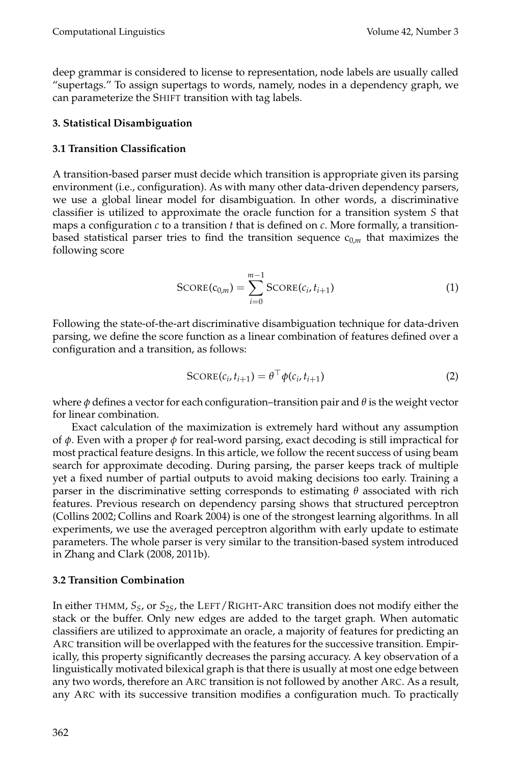deep grammar is considered to license to representation, node labels are usually called "supertags." To assign supertags to words, namely, nodes in a dependency graph, we can parameterize the SHIFT transition with tag labels.

### 3. Statistical Disambiguation

#### 3.1 Transition Classification

A transition-based parser must decide which transition is appropriate given its parsing environment (i.e., configuration). As with many other data-driven dependency parsers, we use a global linear model for disambiguation. In other words, a discriminative classifier is utilized to approximate the oracle function for a transition system $S$ that maps a configuration $c$ to a transition $t$ that is defined on $c$. More formally, a transition-based statistical parser tries to find the transition sequence $\mathrm{c}_{0,m}$ that maximizes the following score

$$\text{SCORE}(\mathrm{c}_{0,m}) = \sum_{i=0}^{m-1} \text{SCORE}(c_i, t_{i+1}) \tag{1}$$

Following the state-of-the-art discriminative disambiguation technique for data-driven parsing, we define the score function as a linear combination of features defined over a configuration and a transition, as follows:

$$\text{SCORE}(c_i, t_{i+1}) = \theta^\top \phi(c_i, t_{i+1}) \tag{2}$$

where $\phi$ defines a vector for each configuration–transition pair and $\theta$ is the weight vector for linear combination.

Exact calculation of the maximization is extremely hard without any assumption of $\phi$. Even with a proper $\phi$ for real-word parsing, exact decoding is still impractical for most practical feature designs. In this article, we follow the recent success of using beam search for approximate decoding. During parsing, the parser keeps track of multiple yet a fixed number of partial outputs to avoid making decisions too early. Training a parser in the discriminative setting corresponds to estimating $\theta$ associated with rich features. Previous research on dependency parsing shows that structured perceptron (Collins 2002; Collins and Roark 2004) is one of the strongest learning algorithms. In all experiments, we use the averaged perceptron algorithm with early update to estimate parameters. The whole parser is very similar to the transition-based system introduced in Zhang and Clark (2008, 2011b).

#### 3.2 Transition Combination

In either THMM, $S_S$, or $S_{2S}$, the LEFT/RIGHT-ARC transition does not modify either the stack or the buffer. Only new edges are added to the target graph. When automatic classifiers are utilized to approximate an oracle, a majority of features for predicting an ARC transition will be overlapped with the features for the successive transition. Empirically, this property significantly decreases the parsing accuracy. A key observation of a linguistically motivated bilexical graph is that there is usually at most one edge between any two words, therefore an ARC transition is not followed by another ARC. As a result, any ARC with its successive transition modifies a configuration much. To practically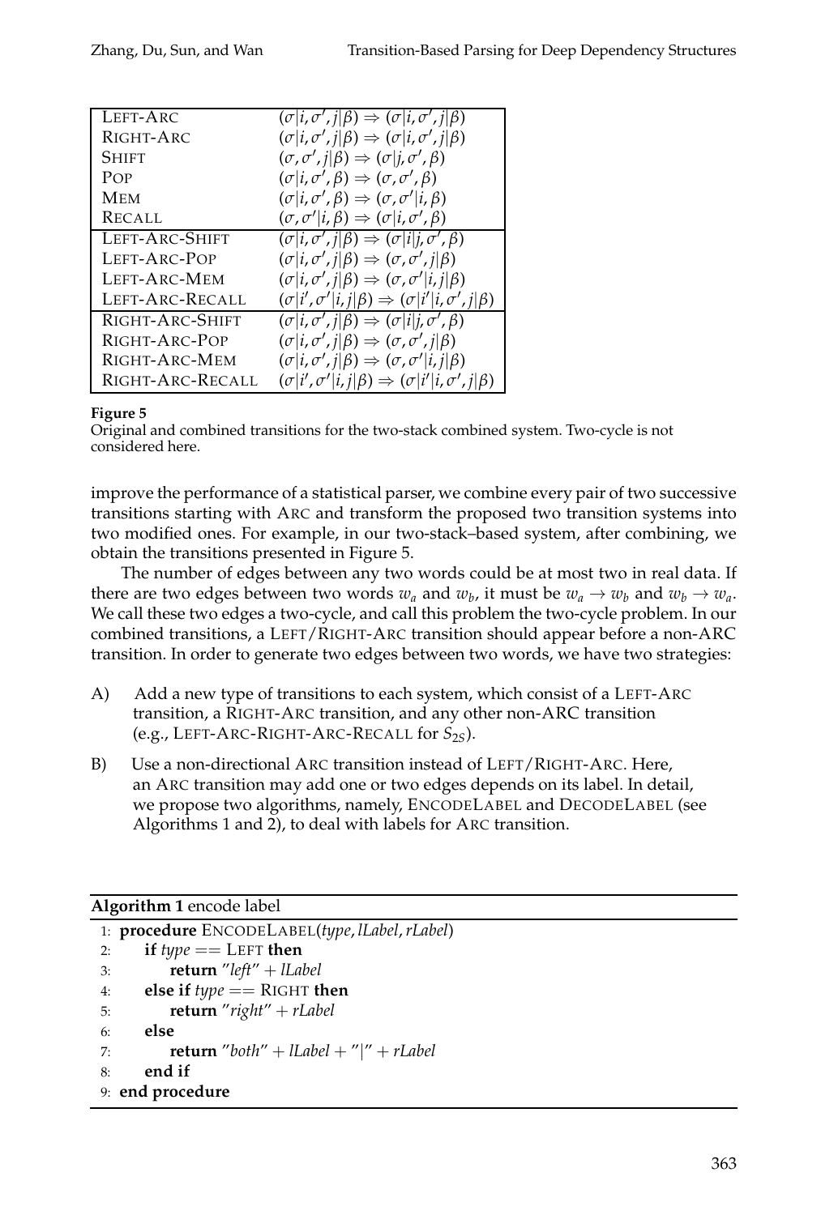| | |
|---|---|
| LEFT-ARC | $(\sigma\|i,\sigma',j\|\beta) \Rightarrow (\sigma\|i,\sigma',j\|\beta)$ |
| RIGHT-ARC | $(\sigma\|i,\sigma',j\|\beta) \Rightarrow (\sigma\|i,\sigma',j\|\beta)$ |
| SHIFT | $(\sigma,\sigma',j\|\beta) \Rightarrow (\sigma\|j,\sigma',\beta)$ |
| POP | $(\sigma\|i,\sigma',\beta) \Rightarrow (\sigma,\sigma',\beta)$ |
| MEM | $(\sigma\|i,\sigma',\beta) \Rightarrow (\sigma,\sigma'\|i,\beta)$ |
| RECALL | $(\sigma,\sigma'\|i,\beta) \Rightarrow (\sigma\|i,\sigma',\beta)$ |
| LEFT-ARC-SHIFT | $(\sigma\|i,\sigma',j\|\beta) \Rightarrow (\sigma\|i\|j,\sigma',\beta)$ |
| LEFT-ARC-POP | $(\sigma\|i,\sigma',j\|\beta) \Rightarrow (\sigma,\sigma',j\|\beta)$ |
| LEFT-ARC-MEM | $(\sigma\|i,\sigma',j\|\beta) \Rightarrow (\sigma,\sigma'\|i,j\|\beta)$ |
| LEFT-ARC-RECALL | $(\sigma\|i',\sigma'\|i,j\|\beta) \Rightarrow (\sigma\|i'\|i,\sigma',j\|\beta)$ |
| RIGHT-ARC-SHIFT | $(\sigma\|i,\sigma',j\|\beta) \Rightarrow (\sigma\|i\|j,\sigma',\beta)$ |
| RIGHT-ARC-POP | $(\sigma\|i,\sigma',j\|\beta) \Rightarrow (\sigma,\sigma',j\|\beta)$ |
| RIGHT-ARC-MEM | $(\sigma\|i,\sigma',j\|\beta) \Rightarrow (\sigma,\sigma'\|i,j\|\beta)$ |
| RIGHT-ARC-RECALL | $(\sigma\|i',\sigma'\|i,j\|\beta) \Rightarrow (\sigma\|i'\|i,\sigma',j\|\beta)$ |

**Figure 5**
Original and combined transitions for the two-stack combined system. Two-cycle is not considered here.

improve the performance of a statistical parser, we combine every pair of two successive transitions starting with ARC and transform the proposed two transition systems into two modified ones. For example, in our two-stack–based system, after combining, we obtain the transitions presented in Figure 5.

The number of edges between any two words could be at most two in real data. If there are two edges between two words $w_a$ and $w_b$, it must be $w_a \rightarrow w_b$ and $w_b \rightarrow w_a$. We call these two edges a two-cycle, and call this problem the two-cycle problem. In our combined transitions, a LEFT/RIGHT-ARC transition should appear before a non-ARC transition. In order to generate two edges between two words, we have two strategies:

A) Add a new type of transitions to each system, which consist of a LEFT-ARC transition, a RIGHT-ARC transition, and any other non-ARC transition (e.g., LEFT-ARC-RIGHT-ARC-RECALL for $S_{2S}$).

B) Use a non-directional ARC transition instead of LEFT/RIGHT-ARC. Here, an ARC transition may add one or two edges depends on its label. In detail, we propose two algorithms, namely, ENCODELABEL and DECODELABEL (see Algorithms 1 and 2), to deal with labels for ARC transition.

**Algorithm 1** encode label

```
1: procedure ENCODELABEL(type, lLabel, rLabel)
2:     if type == LEFT then
3:         return "left" + lLabel
4:     else if type == RIGHT then
5:         return "right" + rLabel
6:     else
7:         return "both" + lLabel + "|" + rLabel
8:     end if
9: end procedure
```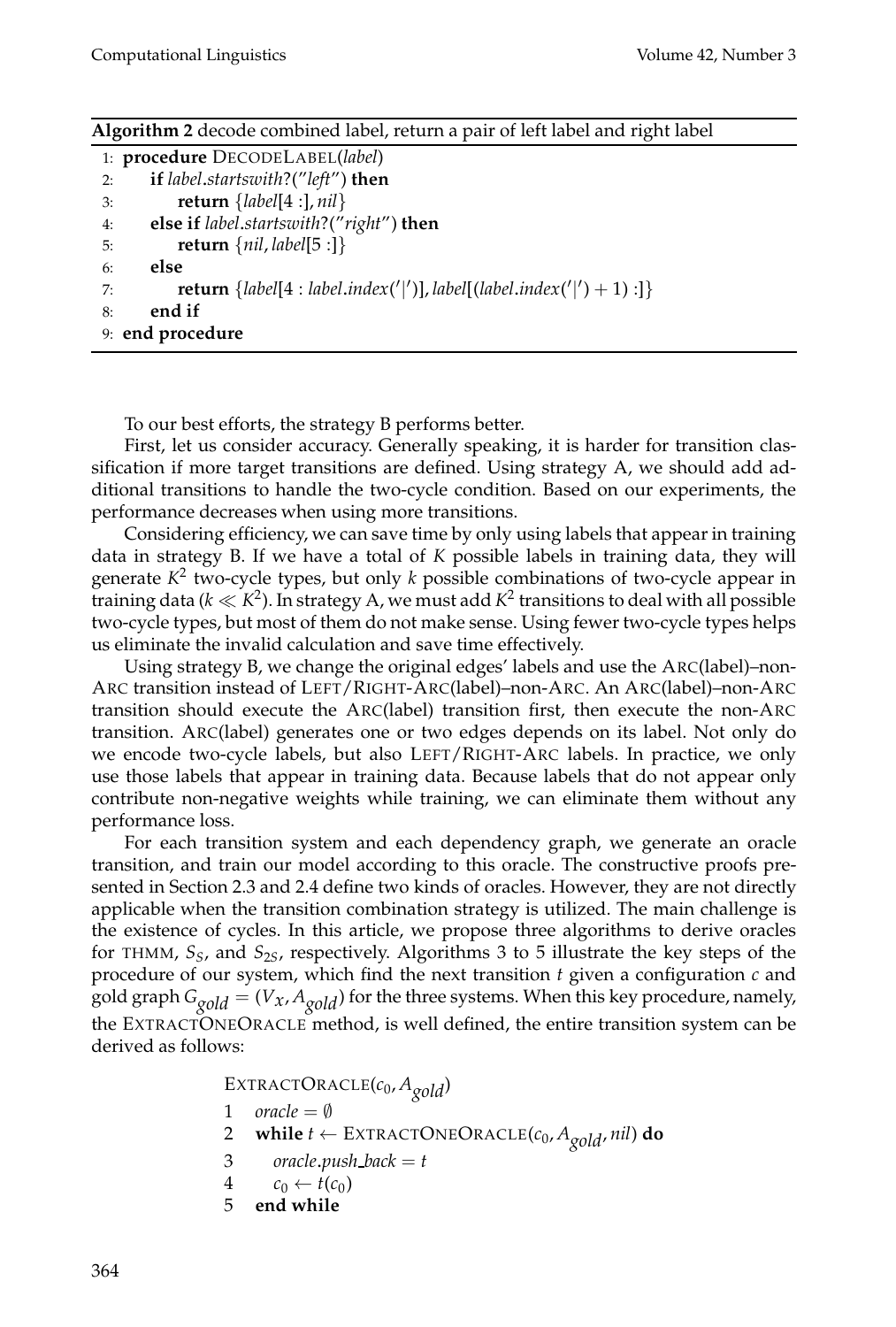**Algorithm 2** decode combined label, return a pair of left label and right label

```
1: procedure DECODELABEL(label)
2:     if label.startswith?("left") then
3:         return {label[4 :], nil}
4:     else if label.startswith?("right") then
5:         return {nil, label[5 :]}
6:     else
7:         return {label[4 : label.index('|')], label[(label.index('|') + 1) :]}
8:     end if
9: end procedure
```

To our best efforts, the strategy B performs better.

First, let us consider accuracy. Generally speaking, it is harder for transition classification if more target transitions are defined. Using strategy A, we should add additional transitions to handle the two-cycle condition. Based on our experiments, the performance decreases when using more transitions.

Considering efficiency, we can save time by only using labels that appear in training data in strategy B. If we have a total of $K$ possible labels in training data, they will generate $K^2$ two-cycle types, but only $k$ possible combinations of two-cycle appear in training data ($k \ll K^2$). In strategy A, we must add $K^2$ transitions to deal with all possible two-cycle types, but most of them do not make sense. Using fewer two-cycle types helps us eliminate the invalid calculation and save time effectively.

Using strategy B, we change the original edges' labels and use the ARC(label)–non-ARC transition instead of LEFT/RIGHT-ARC(label)–non-ARC. An ARC(label)–non-ARC transition should execute the ARC(label) transition first, then execute the non-ARC transition. ARC(label) generates one or two edges depends on its label. Not only do we encode two-cycle labels, but also LEFT/RIGHT-ARC labels. In practice, we only use those labels that appear in training data. Because labels that do not appear only contribute non-negative weights while training, we can eliminate them without any performance loss.

For each transition system and each dependency graph, we generate an oracle transition, and train our model according to this oracle. The constructive proofs presented in Section 2.3 and 2.4 define two kinds of oracles. However, they are not directly applicable when the transition combination strategy is utilized. The main challenge is the existence of cycles. In this article, we propose three algorithms to derive oracles for THMM, $S_S$, and $S_{2S}$, respectively. Algorithms 3 to 5 illustrate the key steps of the procedure of our system, which find the next transition $t$ given a configuration $c$ and gold graph $G_{gold} = (V_x, A_{gold})$ for the three systems. When this key procedure, namely, the EXTRACTONEORACLE method, is well defined, the entire transition system can be derived as follows:

```
EXTRACTORACLE(c_0, A_gold)
1  oracle = ∅
2  while t ← EXTRACTONEORACLE(c_0, A_gold, nil) do
3     oracle.push_back = t
4     c_0 ← t(c_0)
5  end while
```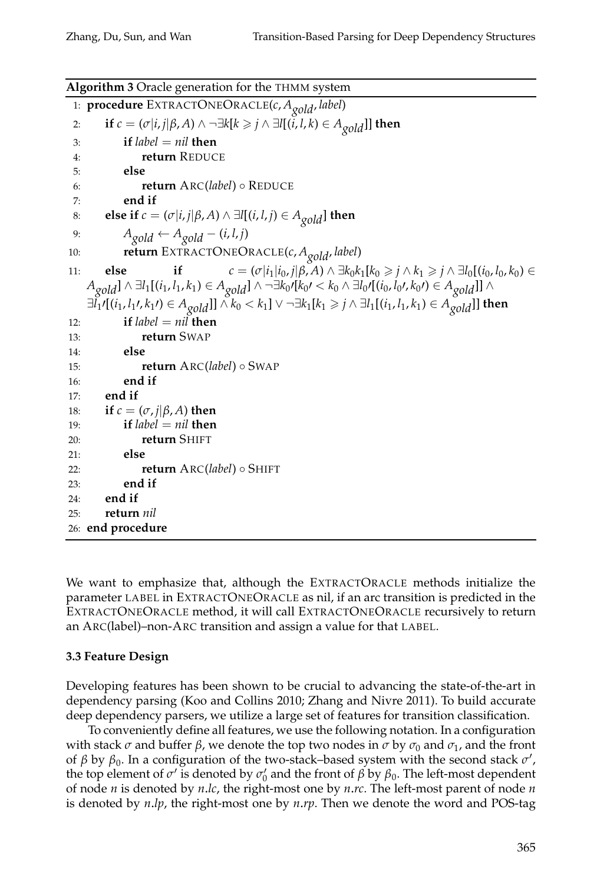**Algorithm 3** Oracle generation for the THMM system

```
 1: procedure EXTRACTONEORACLE(c, A_gold, label)
 2:     if c = (σ|i, j|β, A) ∧ ¬∃k[k ⩾ j ∧ ∃l[(i, l, k) ∈ A_gold]] then
 3:         if label = nil then
 4:             return REDUCE
 5:         else
 6:             return ARC(label) ∘ REDUCE
 7:         end if
 8:     else if c = (σ|i, j|β, A) ∧ ∃l[(i, l, j) ∈ A_gold] then
 9:         A_gold ← A_gold − (i, l, j)
10:         return EXTRACTONEORACLE(c, A_gold, label)
11:     else if c = (σ|i_1|i_0, j|β, A) ∧ ∃k_0 k_1[k_0 ⩾ j ∧ k_1 ⩾ j ∧ ∃l_0[(i_0, l_0, k_0) ∈
        A_gold] ∧ ∃l_1[(i_1, l_1, k_1) ∈ A_gold] ∧ ¬∃k_0′[k_0′ < k_0 ∧ ∃l_0′[(i_0, l_0′, k_0′) ∈ A_gold]] ∧
        ∃l_1′[(i_1, l_1′, k_1′) ∈ A_gold]] ∧ k_0 < k_1] ∨ ¬∃k_1[k_1 ⩾ j ∧ ∃l_1[(i_1, l_1, k_1) ∈ A_gold]] then
12:         if label = nil then
13:             return SWAP
14:         else
15:             return ARC(label) ∘ SWAP
16:         end if
17:     end if
18:     if c = (σ, j|β, A) then
19:         if label = nil then
20:             return SHIFT
21:         else
22:             return ARC(label) ∘ SHIFT
23:         end if
24:     end if
25:     return nil
26: end procedure
```

We want to emphasize that, although the EXTRACTORACLE methods initialize the parameter LABEL in EXTRACTONEORACLE as nil, if an arc transition is predicted in the EXTRACTONEORACLE method, it will call EXTRACTONEORACLE recursively to return an ARC(label)–non-ARC transition and assign a value for that LABEL.

### 3.3 Feature Design

Developing features has been shown to be crucial to advancing the state-of-the-art in dependency parsing (Koo and Collins 2010; Zhang and Nivre 2011). To build accurate deep dependency parsers, we utilize a large set of features for transition classification.

To conveniently define all features, we use the following notation. In a configuration with stack $\sigma$ and buffer $\beta$, we denote the top two nodes in $\sigma$ by $\sigma_0$ and $\sigma_1$, and the front of $\beta$ by $\beta_0$. In a configuration of the two-stack–based system with the second stack $\sigma'$, the top element of $\sigma'$ is denoted by $\sigma'_0$ and the front of $\beta$ by $\beta_0$. The left-most dependent of node $n$ is denoted by $n.lc$, the right-most one by $n.rc$. The left-most parent of node $n$ is denoted by $n.lp$, the right-most one by $n.rp$. Then we denote the word and POS-tag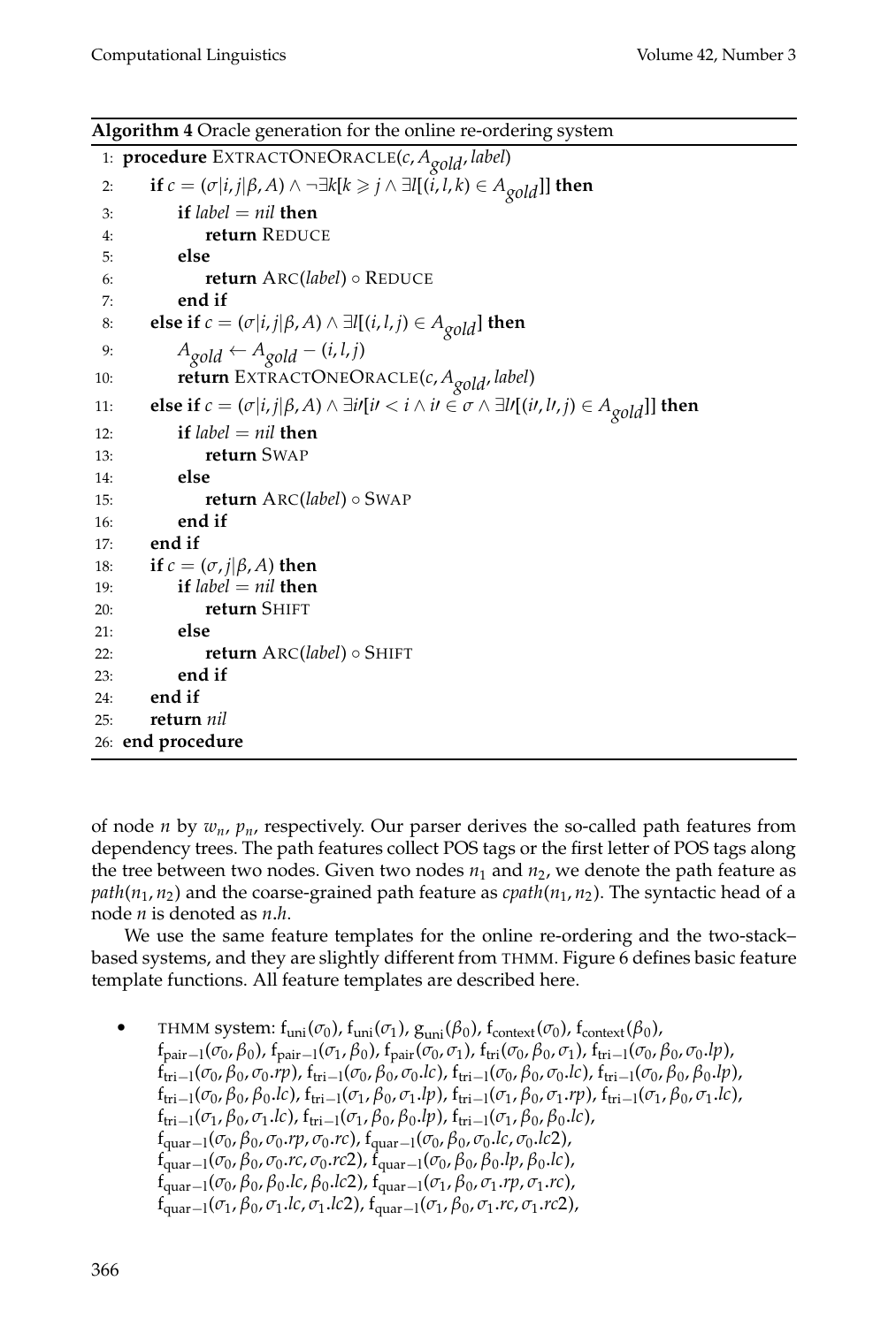**Algorithm 4** Oracle generation for the online re-ordering system

```
1:  procedure EXTRACTONEORACLE(c, A_gold, label)
2:      if c = (σ|i, j|β, A) ∧ ¬∃k[k ⩾ j ∧ ∃l[(i, l, k) ∈ A_gold]] then
3:          if label = nil then
4:              return REDUCE
5:          else
6:              return ARC(label) ∘ REDUCE
7:          end if
8:      else if c = (σ|i, j|β, A) ∧ ∃l[(i, l, j) ∈ A_gold] then
9:          A_gold ← A_gold − (i, l, j)
10:         return EXTRACTONEORACLE(c, A_gold, label)
11:     else if c = (σ|i, j|β, A) ∧ ∃i′[i′ < i ∧ i′ ∈ σ ∧ ∃l′[(i′, l′, j) ∈ A_gold]] then
12:         if label = nil then
13:             return SWAP
14:         else
15:             return ARC(label) ∘ SWAP
16:         end if
17:     end if
18:     if c = (σ, j|β, A) then
19:         if label = nil then
20:             return SHIFT
21:         else
22:             return ARC(label) ∘ SHIFT
23:         end if
24:     end if
25:     return nil
26: end procedure
```

of node $n$ by $w_n$, $p_n$, respectively. Our parser derives the so-called path features from dependency trees. The path features collect POS tags or the first letter of POS tags along the tree between two nodes. Given two nodes $n_1$ and $n_2$, we denote the path feature as $path(n_1, n_2)$ and the coarse-grained path feature as $cpath(n_1, n_2)$. The syntactic head of a node $n$ is denoted as $n.h$.

We use the same feature templates for the online re-ordering and the two-stack–based systems, and they are slightly different from THMM. Figure 6 defines basic feature template functions. All feature templates are described here.

- THMM system: $\mathrm{f_{uni}}(\sigma_0)$, $\mathrm{f_{uni}}(\sigma_1)$, $\mathrm{g_{uni}}(\beta_0)$, $\mathrm{f_{context}}(\sigma_0)$, $\mathrm{f_{context}}(\beta_0)$, $\mathrm{f_{pair-1}}(\sigma_0, \beta_0)$, $\mathrm{f_{pair-1}}(\sigma_1, \beta_0)$, $\mathrm{f_{pair}}(\sigma_0, \sigma_1)$, $\mathrm{f_{tri}}(\sigma_0, \beta_0, \sigma_1)$, $\mathrm{f_{tri-1}}(\sigma_0, \beta_0, \sigma_0.lp)$, $\mathrm{f_{tri-1}}(\sigma_0, \beta_0, \sigma_0.rp)$, $\mathrm{f_{tri-1}}(\sigma_0, \beta_0, \sigma_0.lc)$, $\mathrm{f_{tri-1}}(\sigma_0, \beta_0, \sigma_0.lc)$, $\mathrm{f_{tri-1}}(\sigma_0, \beta_0, \beta_0.lp)$, $\mathrm{f_{tri-1}}(\sigma_0, \beta_0, \beta_0.lc)$, $\mathrm{f_{tri-1}}(\sigma_1, \beta_0, \sigma_1.lp)$, $\mathrm{f_{tri-1}}(\sigma_1, \beta_0, \sigma_1.rp)$, $\mathrm{f_{tri-1}}(\sigma_1, \beta_0, \sigma_1.lc)$, $\mathrm{f_{tri-1}}(\sigma_1, \beta_0, \sigma_1.lc)$, $\mathrm{f_{tri-1}}(\sigma_1, \beta_0, \beta_0.lp)$, $\mathrm{f_{tri-1}}(\sigma_1, \beta_0, \beta_0.lc)$, $\mathrm{f_{quar-1}}(\sigma_0, \beta_0, \sigma_0.rp, \sigma_0.rc)$, $\mathrm{f_{quar-1}}(\sigma_0, \beta_0, \sigma_0.lc, \sigma_0.lc2)$, $\mathrm{f_{quar-1}}(\sigma_0, \beta_0, \sigma_0.rc, \sigma_0.rc2)$, $\mathrm{f_{quar-1}}(\sigma_0, \beta_0, \beta_0.lp, \beta_0.lc)$, $\mathrm{f_{quar-1}}(\sigma_0, \beta_0, \beta_0.lc, \beta_0.lc2)$, $\mathrm{f_{quar-1}}(\sigma_1, \beta_0, \sigma_1.rp, \sigma_1.rc)$, $\mathrm{f_{quar-1}}(\sigma_1, \beta_0, \sigma_1.lc, \sigma_1.lc2)$, $\mathrm{f_{quar-1}}(\sigma_1, \beta_0, \sigma_1.rc, \sigma_1.rc2)$,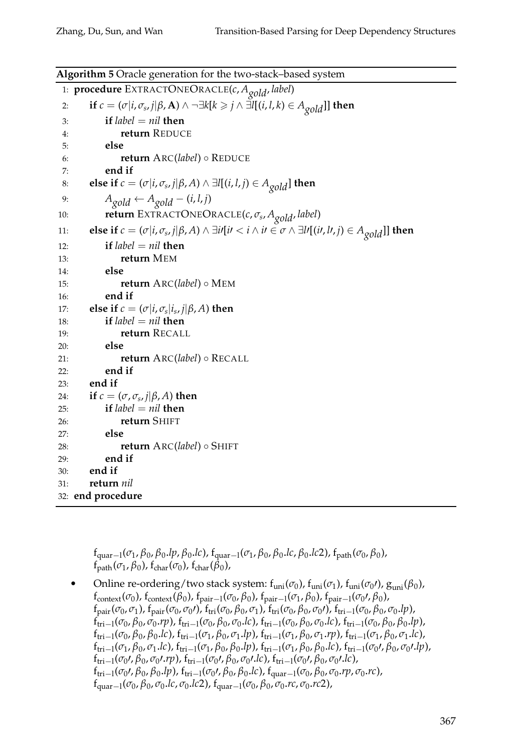**Algorithm 5** Oracle generation for the two-stack–based system

```
1:  procedure EXTRACTONEORACLE(c, A_gold, label)
2:      if c = (σ|i, σ_s, j|β, A) ∧ ¬∃k[k ⩾ j ∧ ∃l[(i, l, k) ∈ A_gold]] then
3:          if label = nil then
4:              return REDUCE
5:          else
6:              return ARC(label) ∘ REDUCE
7:          end if
8:      else if c = (σ|i, σ_s, j|β, A) ∧ ∃l[(i, l, j) ∈ A_gold] then
9:          A_gold ← A_gold − (i, l, j)
10:         return EXTRACTONEORACLE(c, σ_s, A_gold, label)
11:     else if c = (σ|i, σ_s, j|β, A) ∧ ∃i′[i′ < i ∧ i′ ∈ σ ∧ ∃l′[(i′, l′, j) ∈ A_gold]] then
12:         if label = nil then
13:             return MEM
14:         else
15:             return ARC(label) ∘ MEM
16:         end if
17:     else if c = (σ|i, σ_s|i_s, j|β, A) then
18:         if label = nil then
19:             return RECALL
20:         else
21:             return ARC(label) ∘ RECALL
22:         end if
23:     end if
24:     if c = (σ, σ_s, j|β, A) then
25:         if label = nil then
26:             return SHIFT
27:         else
28:             return ARC(label) ∘ SHIFT
29:         end if
30:     end if
31:     return nil
32: end procedure
```

$f_{quar-1}(\sigma_1, \beta_0, \beta_0.lp, \beta_0.lc)$, $f_{quar-1}(\sigma_1, \beta_0, \beta_0.lc, \beta_0.lc2)$, $f_{path}(\sigma_0, \beta_0)$, $f_{path}(\sigma_1, \beta_0)$, $f_{char}(\sigma_0)$, $f_{char}(\beta_0)$,

- Online re-ordering/two stack system: $f_{uni}(\sigma_0)$, $f_{uni}(\sigma_1)$, $f_{uni}(\sigma_0\prime)$, $g_{uni}(\beta_0)$, $f_{context}(\sigma_0)$, $f_{context}(\beta_0)$, $f_{pair-1}(\sigma_0, \beta_0)$, $f_{pair-1}(\sigma_1, \beta_0)$, $f_{pair-1}(\sigma_0\prime, \beta_0)$, $f_{pair}(\sigma_0, \sigma_1)$, $f_{pair}(\sigma_0, \sigma_0\prime)$, $f_{tri}(\sigma_0, \beta_0, \sigma_1)$, $f_{tri}(\sigma_0, \beta_0, \sigma_0\prime)$, $f_{tri-1}(\sigma_0, \beta_0, \sigma_0.lp)$, $f_{tri-1}(\sigma_0, \beta_0, \sigma_0.rp)$, $f_{tri-1}(\sigma_0, \beta_0, \sigma_0.lc)$, $f_{tri-1}(\sigma_0, \beta_0, \sigma_0.lc)$, $f_{tri-1}(\sigma_0, \beta_0, \beta_0.lp)$, $f_{tri-1}(\sigma_0, \beta_0, \beta_0.lc)$, $f_{tri-1}(\sigma_1, \beta_0, \sigma_1.lp)$, $f_{tri-1}(\sigma_1, \beta_0, \sigma_1.rp)$, $f_{tri-1}(\sigma_1, \beta_0, \sigma_1.lc)$, $f_{tri-1}(\sigma_1, \beta_0, \sigma_1.lc)$, $f_{tri-1}(\sigma_1, \beta_0, \beta_0.lp)$, $f_{tri-1}(\sigma_1, \beta_0, \beta_0.lc)$, $f_{tri-1}(\sigma_0\prime, \beta_0, \sigma_0\prime.lp)$, $f_{tri-1}(\sigma_0\prime, \beta_0, \sigma_0\prime.rp)$, $f_{tri-1}(\sigma_0\prime, \beta_0, \sigma_0\prime.lc)$, $f_{tri-1}(\sigma_0\prime, \beta_0, \sigma_0\prime.lc)$, $f_{tri-1}(\sigma_0\prime, \beta_0, \beta_0.lp)$, $f_{tri-1}(\sigma_0\prime, \beta_0, \beta_0.lc)$, $f_{quar-1}(\sigma_0, \beta_0, \sigma_0.rp, \sigma_0.rc)$, $f_{quar-1}(\sigma_0, \beta_0, \sigma_0.lc, \sigma_0.lc2)$, $f_{quar-1}(\sigma_0, \beta_0, \sigma_0.rc, \sigma_0.rc2)$,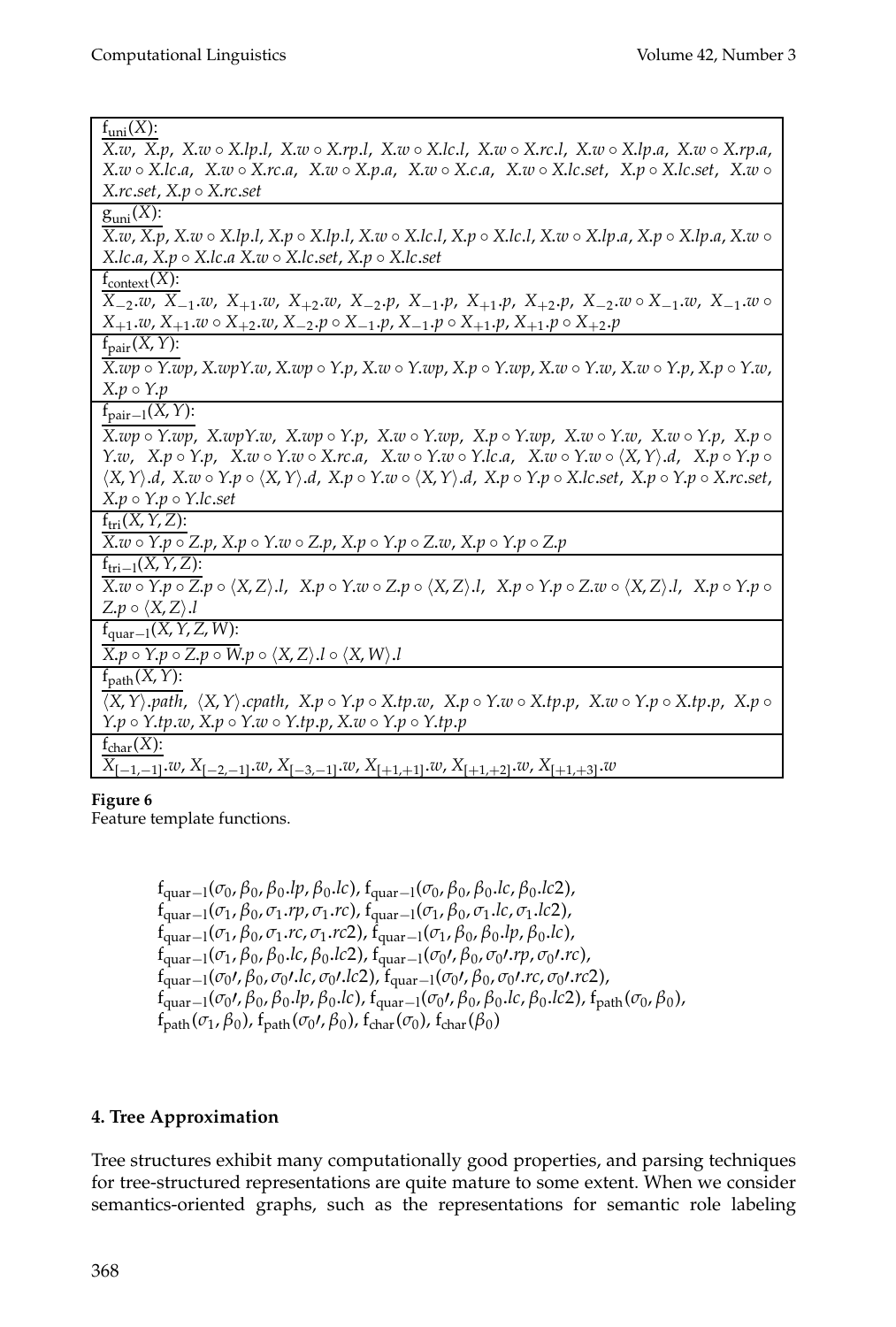| $\mathrm{f_{uni}}(X)$: |
|---|
| $X.w$, $X.p$, $X.w \circ X.lp.l$, $X.w \circ X.rp.l$, $X.w \circ X.lc.l$, $X.w \circ X.rc.l$, $X.w \circ X.lp.a$, $X.w \circ X.rp.a$, $X.w \circ X.lc.a$, $X.w \circ X.rc.a$, $X.w \circ X.p.a$, $X.w \circ X.c.a$, $X.w \circ X.lc.set$, $X.p \circ X.lc.set$, $X.w \circ X.rc.set$, $X.p \circ X.rc.set$ |
| $\mathrm{g_{uni}}(X)$: |
| $X.w$, $X.p$, $X.w \circ X.lp.l$, $X.p \circ X.lp.l$, $X.w \circ X.lc.l$, $X.p \circ X.lc.l$, $X.w \circ X.lp.a$, $X.p \circ X.lp.a$, $X.w \circ X.lc.a$, $X.p \circ X.lc.a$ $X.w \circ X.lc.set$, $X.p \circ X.lc.set$ |
| $\mathrm{f_{context}}(X)$: |
| $X_{-2}.w$, $X_{-1}.w$, $X_{+1}.w$, $X_{+2}.w$, $X_{-2}.p$, $X_{-1}.p$, $X_{+1}.p$, $X_{+2}.p$, $X_{-2}.w \circ X_{-1}.w$, $X_{-1}.w \circ X_{+1}.w$, $X_{+1}.w \circ X_{+2}.w$, $X_{-2}.p \circ X_{-1}.p$, $X_{-1}.p \circ X_{+1}.p$, $X_{+1}.p \circ X_{+2}.p$ |
| $\mathrm{f_{pair}}(X, Y)$: |
| $X.wp \circ Y.wp$, $X.wpY.w$, $X.wp \circ Y.p$, $X.w \circ Y.wp$, $X.p \circ Y.wp$, $X.w \circ Y.w$, $X.w \circ Y.p$, $X.p \circ Y.w$, $X.p \circ Y.p$ |
| $\mathrm{f_{pair-l}}(X, Y)$: |
| $X.wp \circ Y.wp$, $X.wpY.w$, $X.wp \circ Y.p$, $X.w \circ Y.wp$, $X.p \circ Y.wp$, $X.w \circ Y.w$, $X.w \circ Y.p$, $X.p \circ Y.w$, $X.p \circ Y.p$, $X.w \circ Y.w \circ X.rc.a$, $X.w \circ Y.w \circ Y.lc.a$, $X.w \circ Y.w \circ \langle X, Y\rangle.d$, $X.p \circ Y.p \circ \langle X, Y\rangle.d$, $X.w \circ Y.p \circ \langle X, Y\rangle.d$, $X.p \circ Y.w \circ \langle X, Y\rangle.d$, $X.p \circ Y.p \circ X.lc.set$, $X.p \circ Y.p \circ X.rc.set$, $X.p \circ Y.p \circ Y.lc.set$ |
| $\mathrm{f_{tri}}(X, Y, Z)$: |
| $X.w \circ Y.p \circ Z.p$, $X.p \circ Y.w \circ Z.p$, $X.p \circ Y.p \circ Z.w$, $X.p \circ Y.p \circ Z.p$ |
| $\mathrm{f_{tri-l}}(X, Y, Z)$: |
| $X.w \circ Y.p \circ Z.p \circ \langle X, Z\rangle.l$, $X.p \circ Y.w \circ Z.p \circ \langle X, Z\rangle.l$, $X.p \circ Y.p \circ Z.w \circ \langle X, Z\rangle.l$, $X.p \circ Y.p \circ Z.p \circ \langle X, Z\rangle.l$ |
| $\mathrm{f_{quar-l}}(X, Y, Z, W)$: |
| $X.p \circ Y.p \circ Z.p \circ W.p \circ \langle X, Z\rangle.l \circ \langle X, W\rangle.l$ |
| $\mathrm{f_{path}}(X, Y)$: |
| $\langle X, Y\rangle.path$, $\langle X, Y\rangle.cpath$, $X.p \circ Y.p \circ X.tp.w$, $X.p \circ Y.w \circ X.tp.p$, $X.w \circ Y.p \circ X.tp.p$, $X.p \circ Y.p \circ Y.tp.w$, $X.p \circ Y.w \circ Y.tp.p$, $X.w \circ Y.p \circ Y.tp.p$ |
| $\mathrm{f_{char}}(X)$: |
| $X_{[-1,-1]}.w$, $X_{[-2,-1]}.w$, $X_{[-3,-1]}.w$, $X_{[+1,+1]}.w$, $X_{[+1,+2]}.w$, $X_{[+1,+3]}.w$ |

**Figure 6**
Feature template functions.

$\mathrm{f_{quar-l}}(\sigma_0, \beta_0, \beta_0.lp, \beta_0.lc)$, $\mathrm{f_{quar-l}}(\sigma_0, \beta_0, \beta_0.lc, \beta_0.lc2)$,
$\mathrm{f_{quar-l}}(\sigma_1, \beta_0, \sigma_1.rp, \sigma_1.rc)$, $\mathrm{f_{quar-l}}(\sigma_1, \beta_0, \sigma_1.lc, \sigma_1.lc2)$,
$\mathrm{f_{quar-l}}(\sigma_1, \beta_0, \sigma_1.rc, \sigma_1.rc2)$, $\mathrm{f_{quar-l}}(\sigma_1, \beta_0, \beta_0.lp, \beta_0.lc)$,
$\mathrm{f_{quar-l}}(\sigma_1, \beta_0, \beta_0.lc, \beta_0.lc2)$, $\mathrm{f_{quar-l}}(\sigma_0\prime, \beta_0, \sigma_0\prime.rp, \sigma_0\prime.rc)$,
$\mathrm{f_{quar-l}}(\sigma_0\prime, \beta_0, \sigma_0\prime.lc, \sigma_0\prime.lc2)$, $\mathrm{f_{quar-l}}(\sigma_0\prime, \beta_0, \sigma_0\prime.rc, \sigma_0\prime.rc2)$,
$\mathrm{f_{quar-l}}(\sigma_0\prime, \beta_0, \beta_0.lp, \beta_0.lc)$, $\mathrm{f_{quar-l}}(\sigma_0\prime, \beta_0, \beta_0.lc, \beta_0.lc2)$, $\mathrm{f_{path}}(\sigma_0, \beta_0)$,
$\mathrm{f_{path}}(\sigma_1, \beta_0)$, $\mathrm{f_{path}}(\sigma_0\prime, \beta_0)$, $\mathrm{f_{char}}(\sigma_0)$, $\mathrm{f_{char}}(\beta_0)$

## 4. Tree Approximation

Tree structures exhibit many computationally good properties, and parsing techniques for tree-structured representations are quite mature to some extent. When we consider semantics-oriented graphs, such as the representations for semantic role labeling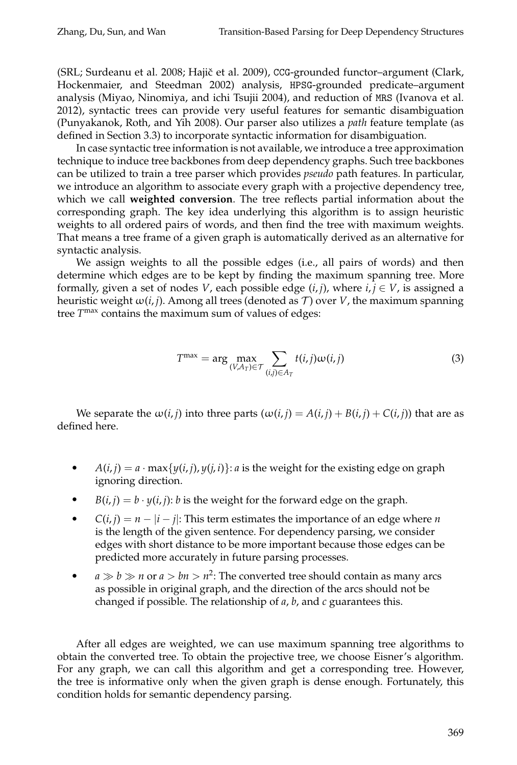(SRL; Surdeanu et al. 2008; Hajič et al. 2009), CCG-grounded functor–argument (Clark, Hockenmaier, and Steedman 2002) analysis, HPSG-grounded predicate–argument analysis (Miyao, Ninomiya, and ichi Tsujii 2004), and reduction of MRS (Ivanova et al. 2012), syntactic trees can provide very useful features for semantic disambiguation (Punyakanok, Roth, and Yih 2008). Our parser also utilizes a *path* feature template (as defined in Section 3.3) to incorporate syntactic information for disambiguation.

In case syntactic tree information is not available, we introduce a tree approximation technique to induce tree backbones from deep dependency graphs. Such tree backbones can be utilized to train a tree parser which provides *pseudo* path features. In particular, we introduce an algorithm to associate every graph with a projective dependency tree, which we call **weighted conversion**. The tree reflects partial information about the corresponding graph. The key idea underlying this algorithm is to assign heuristic weights to all ordered pairs of words, and then find the tree with maximum weights. That means a tree frame of a given graph is automatically derived as an alternative for syntactic analysis.

We assign weights to all the possible edges (i.e., all pairs of words) and then determine which edges are to be kept by finding the maximum spanning tree. More formally, given a set of nodes $V$, each possible edge $(i, j)$, where $i, j \in V$, is assigned a heuristic weight $\omega(i, j)$. Among all trees (denoted as $\mathcal{T}$) over $V$, the maximum spanning tree $T^{\max}$ contains the maximum sum of values of edges:

$$T^{\max} = \arg \max_{(V, A_T) \in \mathcal{T}} \sum_{(i,j) \in A_T} t(i, j)\omega(i, j) \tag{3}$$

We separate the $\omega(i, j)$ into three parts ($\omega(i, j) = A(i, j) + B(i, j) + C(i, j)$) that are as defined here.

- $A(i, j) = a \cdot \max\{y(i, j), y(j, i)\}$: $a$ is the weight for the existing edge on graph ignoring direction.
- $B(i, j) = b \cdot y(i, j)$: $b$ is the weight for the forward edge on the graph.
- $C(i, j) = n - |i - j|$: This term estimates the importance of an edge where $n$ is the length of the given sentence. For dependency parsing, we consider edges with short distance to be more important because those edges can be predicted more accurately in future parsing processes.
- $a \gg b \gg n$ or $a > bn > n^2$: The converted tree should contain as many arcs as possible in original graph, and the direction of the arcs should not be changed if possible. The relationship of $a$, $b$, and $c$ guarantees this.

After all edges are weighted, we can use maximum spanning tree algorithms to obtain the converted tree. To obtain the projective tree, we choose Eisner's algorithm. For any graph, we can call this algorithm and get a corresponding tree. However, the tree is informative only when the given graph is dense enough. Fortunately, this condition holds for semantic dependency parsing.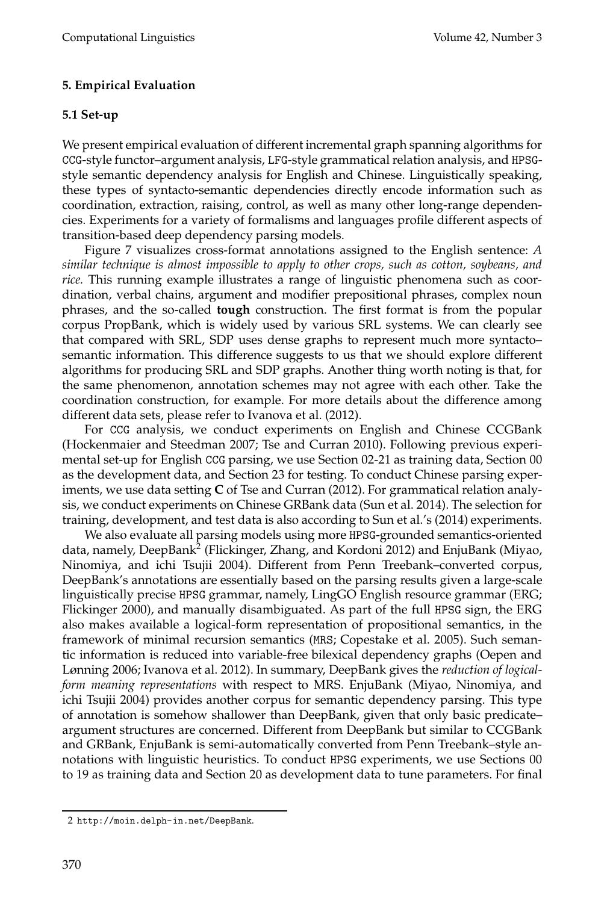## 5. Empirical Evaluation

### 5.1 Set-up

We present empirical evaluation of different incremental graph spanning algorithms for CCG-style functor–argument analysis, LFG-style grammatical relation analysis, and HPSG-style semantic dependency analysis for English and Chinese. Linguistically speaking, these types of syntacto-semantic dependencies directly encode information such as coordination, extraction, raising, control, as well as many other long-range dependencies. Experiments for a variety of formalisms and languages profile different aspects of transition-based deep dependency parsing models.

Figure 7 visualizes cross-format annotations assigned to the English sentence: *A similar technique is almost impossible to apply to other crops, such as cotton, soybeans, and rice.* This running example illustrates a range of linguistic phenomena such as coordination, verbal chains, argument and modifier prepositional phrases, complex noun phrases, and the so-called **tough** construction. The first format is from the popular corpus PropBank, which is widely used by various SRL systems. We can clearly see that compared with SRL, SDP uses dense graphs to represent much more syntacto–semantic information. This difference suggests to us that we should explore different algorithms for producing SRL and SDP graphs. Another thing worth noting is that, for the same phenomenon, annotation schemes may not agree with each other. Take the coordination construction, for example. For more details about the difference among different data sets, please refer to Ivanova et al. (2012).

For CCG analysis, we conduct experiments on English and Chinese CCGBank (Hockenmaier and Steedman 2007; Tse and Curran 2010). Following previous experimental set-up for English CCG parsing, we use Section 02-21 as training data, Section 00 as the development data, and Section 23 for testing. To conduct Chinese parsing experiments, we use data setting **C** of Tse and Curran (2012). For grammatical relation analysis, we conduct experiments on Chinese GRBank data (Sun et al. 2014). The selection for training, development, and test data is also according to Sun et al.'s (2014) experiments.

We also evaluate all parsing models using more HPSG-grounded semantics-oriented data, namely, DeepBank[2] (Flickinger, Zhang, and Kordoni 2012) and EnjuBank (Miyao, Ninomiya, and ichi Tsujii 2004). Different from Penn Treebank–converted corpus, DeepBank's annotations are essentially based on the parsing results given a large-scale linguistically precise HPSG grammar, namely, LingGO English resource grammar (ERG; Flickinger 2000), and manually disambiguated. As part of the full HPSG sign, the ERG also makes available a logical-form representation of propositional semantics, in the framework of minimal recursion semantics (MRS; Copestake et al. 2005). Such semantic information is reduced into variable-free bilexical dependency graphs (Oepen and Lønning 2006; Ivanova et al. 2012). In summary, DeepBank gives the *reduction of logical-form meaning representations* with respect to MRS. EnjuBank (Miyao, Ninomiya, and ichi Tsujii 2004) provides another corpus for semantic dependency parsing. This type of annotation is somehow shallower than DeepBank, given that only basic predicate–argument structures are concerned. Different from DeepBank but similar to CCGBank and GRBank, EnjuBank is semi-automatically converted from Penn Treebank–style annotations with linguistic heuristics. To conduct HPSG experiments, we use Sections 00 to 19 as training data and Section 20 as development data to tune parameters. For final

---

2 http://moin.delph-in.net/DeepBank.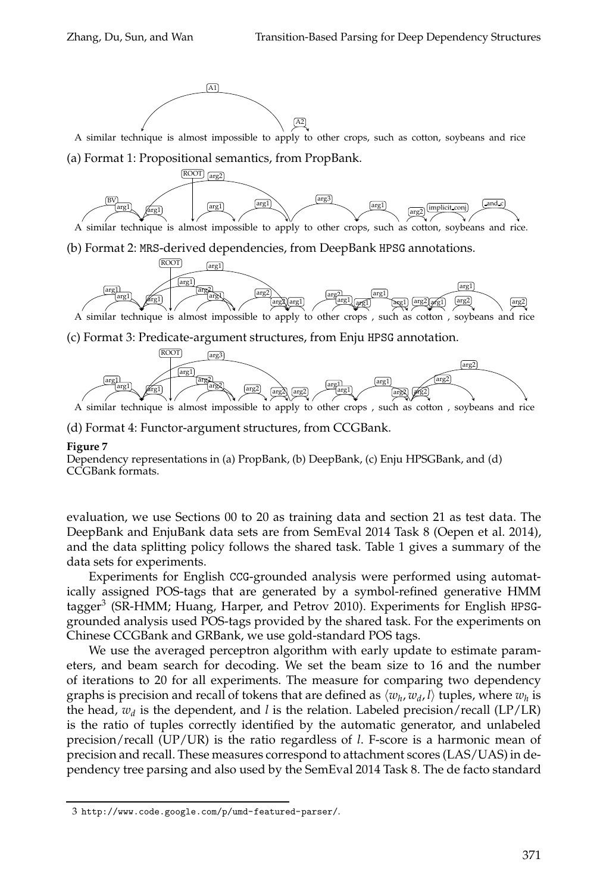A similar technique is almost impossible to apply to other crops, such as cotton, soybeans and rice

(a) Format 1: Propositional semantics, from PropBank.

A similar technique is almost impossible to apply to other crops, such as cotton, soybeans and rice.

(b) Format 2: MRS-derived dependencies, from DeepBank HPSG annotations.

A similar technique is almost impossible to apply to other crops , such as cotton , soybeans and rice

(c) Format 3: Predicate-argument structures, from Enju HPSG annotation.

A similar technique is almost impossible to apply to other crops , such as cotton , soybeans and rice

(d) Format 4: Functor-argument structures, from CCGBank.

**Figure 7**
Dependency representations in (a) PropBank, (b) DeepBank, (c) Enju HPSGBank, and (d) CCGBank formats.

evaluation, we use Sections 00 to 20 as training data and section 21 as test data. The DeepBank and EnjuBank data sets are from SemEval 2014 Task 8 (Oepen et al. 2014), and the data splitting policy follows the shared task. Table 1 gives a summary of the data sets for experiments.

Experiments for English CCG-grounded analysis were performed using automatically assigned POS-tags that are generated by a symbol-refined generative HMM tagger[3] (SR-HMM; Huang, Harper, and Petrov 2010). Experiments for English HPSG-grounded analysis used POS-tags provided by the shared task. For the experiments on Chinese CCGBank and GRBank, we use gold-standard POS tags.

We use the averaged perceptron algorithm with early update to estimate parameters, and beam search for decoding. We set the beam size to 16 and the number of iterations to 20 for all experiments. The measure for comparing two dependency graphs is precision and recall of tokens that are defined as $\langle w_h, w_d, l \rangle$ tuples, where $w_h$ is the head, $w_d$ is the dependent, and $l$ is the relation. Labeled precision/recall (LP/LR) is the ratio of tuples correctly identified by the automatic generator, and unlabeled precision/recall (UP/UR) is the ratio regardless of $l$. F-score is a harmonic mean of precision and recall. These measures correspond to attachment scores (LAS/UAS) in dependency tree parsing and also used by the SemEval 2014 Task 8. The de facto standard

3 http://www.code.google.com/p/umd-featured-parser/.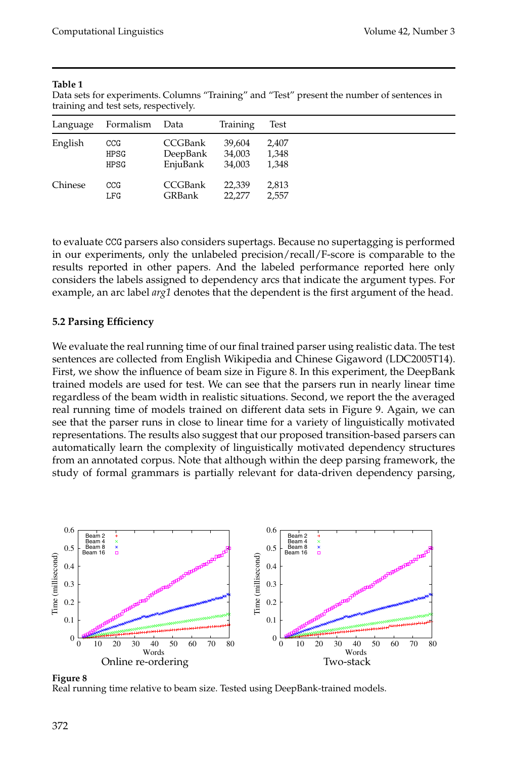**Table 1**
Data sets for experiments. Columns "Training" and "Test" present the number of sentences in training and test sets, respectively.

| Language | Formalism | Data | Training | Test |
|---|---|---|---|---|
| English | CCG | CCGBank | 39,604 | 2,407 |
| | HPSG | DeepBank | 34,003 | 1,348 |
| | HPSG | EnjuBank | 34,003 | 1,348 |
| Chinese | CCG | CCGBank | 22,339 | 2,813 |
| | LFG | GRBank | 22,277 | 2,557 |

to evaluate CCG parsers also considers supertags. Because no supertagging is performed in our experiments, only the unlabeled precision/recall/F-score is comparable to the results reported in other papers. And the labeled performance reported here only considers the labels assigned to dependency arcs that indicate the argument types. For example, an arc label *arg1* denotes that the dependent is the first argument of the head.

### 5.2 Parsing Efficiency

We evaluate the real running time of our final trained parser using realistic data. The test sentences are collected from English Wikipedia and Chinese Gigaword (LDC2005T14). First, we show the influence of beam size in Figure 8. In this experiment, the DeepBank trained models are used for test. We can see that the parsers run in nearly linear time regardless of the beam width in realistic situations. Second, we report the the averaged real running time of models trained on different data sets in Figure 9. Again, we can see that the parser runs in close to linear time for a variety of linguistically motivated representations. The results also suggest that our proposed transition-based parsers can automatically learn the complexity of linguistically motivated dependency structures from an annotated corpus. Note that although within the deep parsing framework, the study of formal grammars is partially relevant for data-driven dependency parsing,

**Figure 8**
Real running time relative to beam size. Tested using DeepBank-trained models.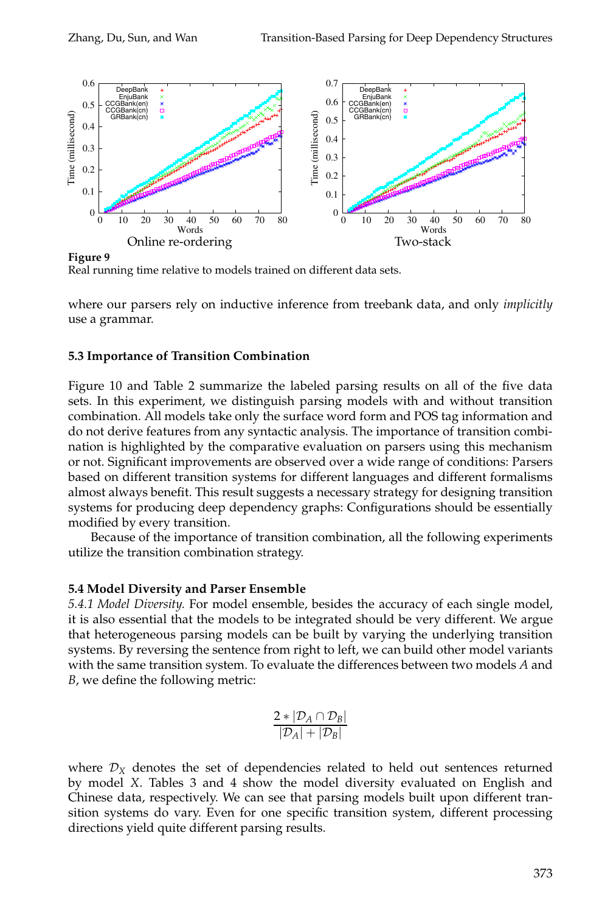**Figure 9**
Real running time relative to models trained on different data sets.

where our parsers rely on inductive inference from treebank data, and only *implicitly* use a grammar.

### 5.3 Importance of Transition Combination

Figure 10 and Table 2 summarize the labeled parsing results on all of the five data sets. In this experiment, we distinguish parsing models with and without transition combination. All models take only the surface word form and POS tag information and do not derive features from any syntactic analysis. The importance of transition combination is highlighted by the comparative evaluation on parsers using this mechanism or not. Significant improvements are observed over a wide range of conditions: Parsers based on different transition systems for different languages and different formalisms almost always benefit. This result suggests a necessary strategy for designing transition systems for producing deep dependency graphs: Configurations should be essentially modified by every transition.

Because of the importance of transition combination, all the following experiments utilize the transition combination strategy.

### 5.4 Model Diversity and Parser Ensemble

*5.4.1 Model Diversity.* For model ensemble, besides the accuracy of each single model, it is also essential that the models to be integrated should be very different. We argue that heterogeneous parsing models can be built by varying the underlying transition systems. By reversing the sentence from right to left, we can build other model variants with the same transition system. To evaluate the differences between two models $A$ and $B$, we define the following metric:

$$\frac{2 * |\mathcal{D}_A \cap \mathcal{D}_B|}{|\mathcal{D}_A| + |\mathcal{D}_B|}$$

where $\mathcal{D}_X$ denotes the set of dependencies related to held out sentences returned by model $X$. Tables 3 and 4 show the model diversity evaluated on English and Chinese data, respectively. We can see that parsing models built upon different transition systems do vary. Even for one specific transition system, different processing directions yield quite different parsing results.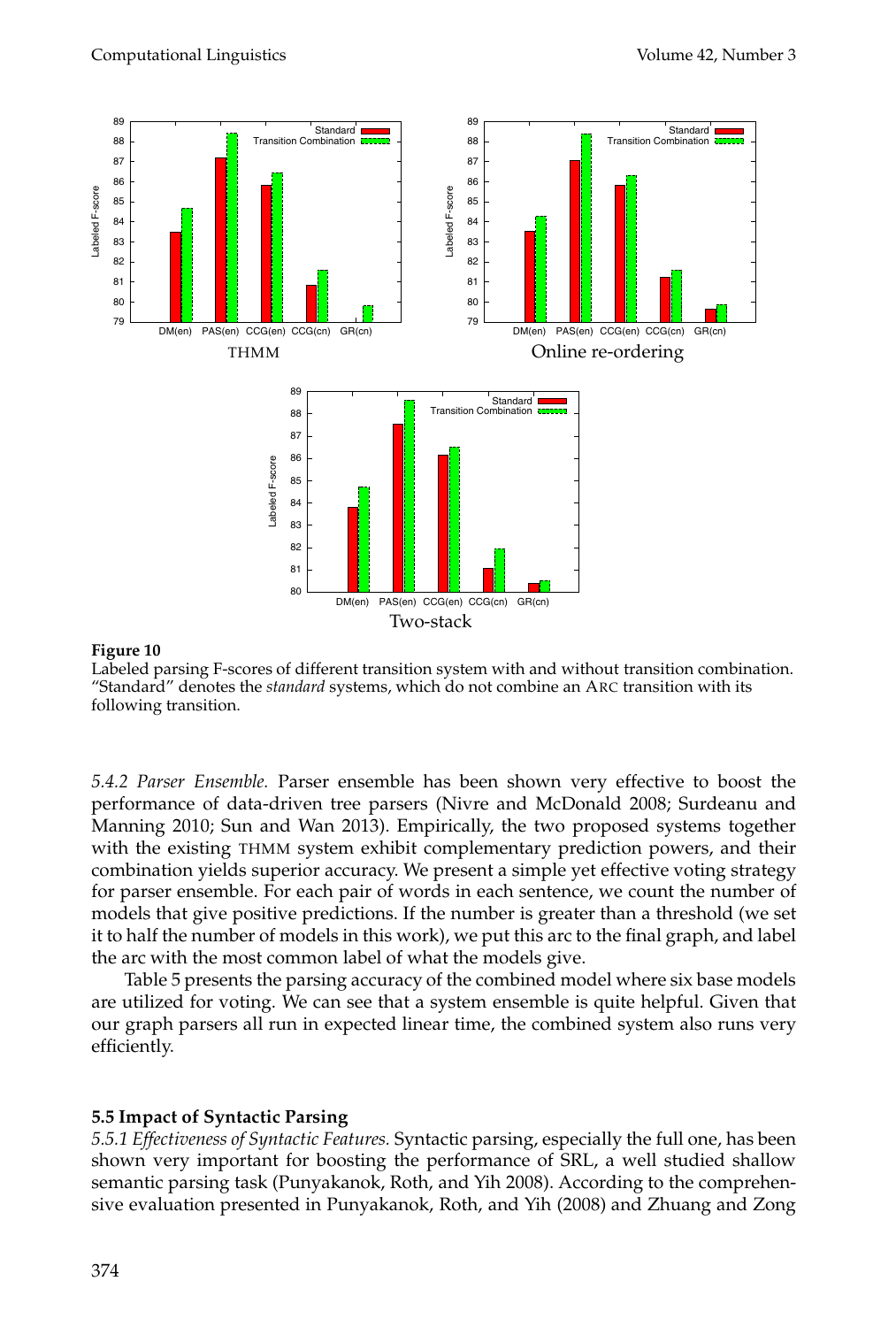**Figure 10**
Labeled parsing F-scores of different transition system with and without transition combination. "Standard" denotes the *standard* systems, which do not combine an ARC transition with its following transition.

*5.4.2 Parser Ensemble.* Parser ensemble has been shown very effective to boost the performance of data-driven tree parsers (Nivre and McDonald 2008; Surdeanu and Manning 2010; Sun and Wan 2013). Empirically, the two proposed systems together with the existing THMM system exhibit complementary prediction powers, and their combination yields superior accuracy. We present a simple yet effective voting strategy for parser ensemble. For each pair of words in each sentence, we count the number of models that give positive predictions. If the number is greater than a threshold (we set it to half the number of models in this work), we put this arc to the final graph, and label the arc with the most common label of what the models give.

Table 5 presents the parsing accuracy of the combined model where six base models are utilized for voting. We can see that a system ensemble is quite helpful. Given that our graph parsers all run in expected linear time, the combined system also runs very efficiently.

### 5.5 Impact of Syntactic Parsing

*5.5.1 Effectiveness of Syntactic Features.* Syntactic parsing, especially the full one, has been shown very important for boosting the performance of SRL, a well studied shallow semantic parsing task (Punyakanok, Roth, and Yih 2008). According to the comprehensive evaluation presented in Punyakanok, Roth, and Yih (2008) and Zhuang and Zong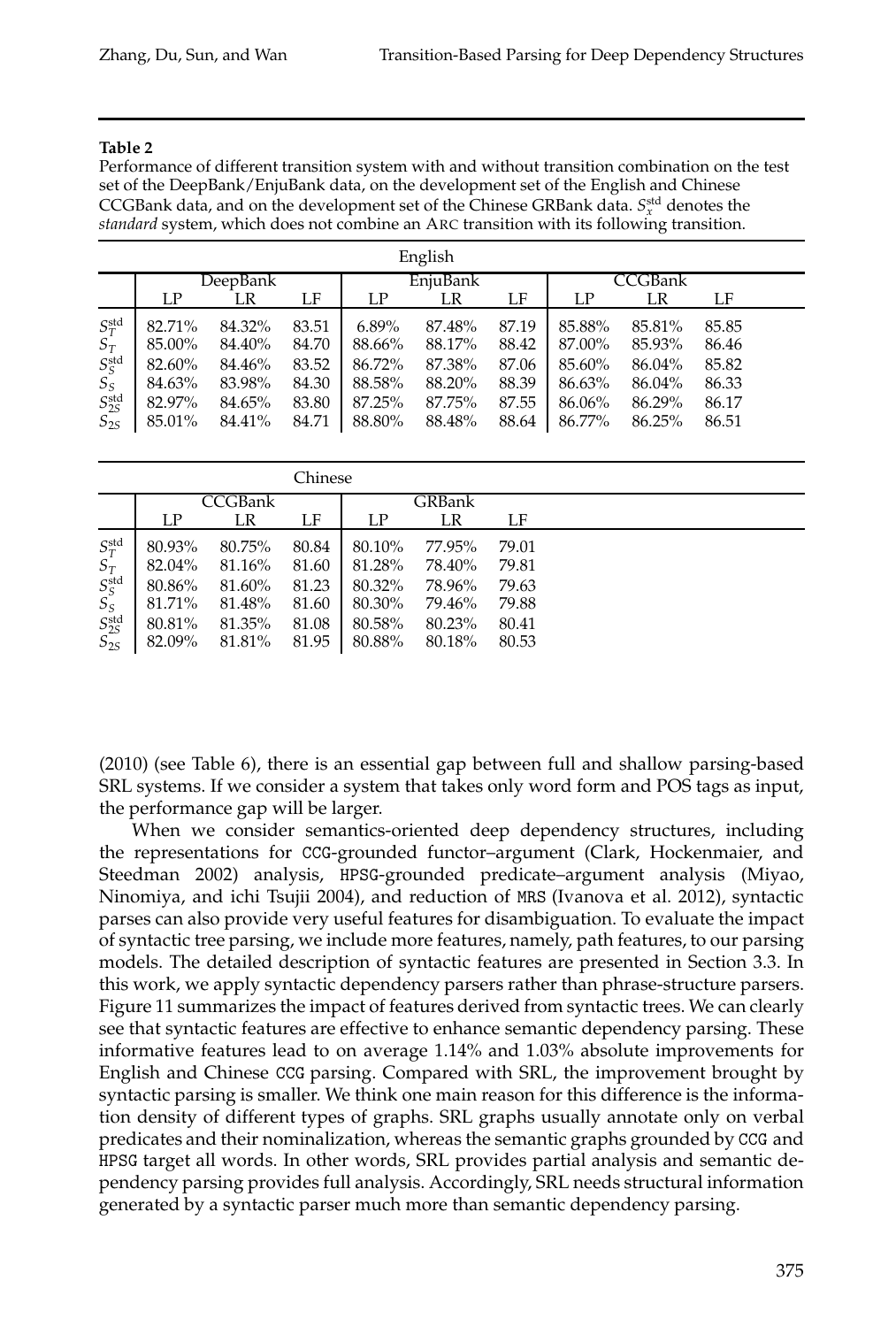**Table 2**

Performance of different transition system with and without transition combination on the test set of the DeepBank/EnjuBank data, on the development set of the English and Chinese CCGBank data, and on the development set of the Chinese GRBank data. $S_x^{\text{std}}$ denotes the *standard* system, which does not combine an ARC transition with its following transition.

| English | | | | | | | | | |
|---|---|---|---|---|---|---|---|---|---|
| | DeepBank | | | EnjuBank | | | CCGBank | | |
| | LP | LR | LF | LP | LR | LF | LP | LR | LF |
| $S_T^{\text{std}}$ | 82.71% | 84.32% | 83.51 | 6.89% | 87.48% | 87.19 | 85.88% | 85.81% | 85.85 |
| $S_T$ | 85.00% | 84.40% | 84.70 | 88.66% | 88.17% | 88.42 | 87.00% | 85.93% | 86.46 |
| $S_S^{\text{std}}$ | 82.60% | 84.46% | 83.52 | 86.72% | 87.38% | 87.06 | 85.60% | 86.04% | 85.82 |
| $S_S$ | 84.63% | 83.98% | 84.30 | 88.58% | 88.20% | 88.39 | 86.63% | 86.04% | 86.33 |
| $S_{2S}^{\text{std}}$ | 82.97% | 84.65% | 83.80 | 87.25% | 87.75% | 87.55 | 86.06% | 86.29% | 86.17 |
| $S_{2S}$ | 85.01% | 84.41% | 84.71 | 88.80% | 88.48% | 88.64 | 86.77% | 86.25% | 86.51 |

| Chinese | | | | | | |
|---|---|---|---|---|---|---|
| | CCGBank | | | GRBank | | |
| | LP | LR | LF | LP | LR | LF |
| $S_T^{\text{std}}$ | 80.93% | 80.75% | 80.84 | 80.10% | 77.95% | 79.01 |
| $S_T$ | 82.04% | 81.16% | 81.60 | 81.28% | 78.40% | 79.81 |
| $S_S^{\text{std}}$ | 80.86% | 81.60% | 81.23 | 80.32% | 78.96% | 79.63 |
| $S_S$ | 81.71% | 81.48% | 81.60 | 80.30% | 79.46% | 79.88 |
| $S_{2S}^{\text{std}}$ | 80.81% | 81.35% | 81.08 | 80.58% | 80.23% | 80.41 |
| $S_{2S}$ | 82.09% | 81.81% | 81.95 | 80.88% | 80.18% | 80.53 |

(2010) (see Table 6), there is an essential gap between full and shallow parsing-based SRL systems. If we consider a system that takes only word form and POS tags as input, the performance gap will be larger.

When we consider semantics-oriented deep dependency structures, including the representations for CCG-grounded functor–argument (Clark, Hockenmaier, and Steedman 2002) analysis, HPSG-grounded predicate–argument analysis (Miyao, Ninomiya, and ichi Tsujii 2004), and reduction of MRS (Ivanova et al. 2012), syntactic parses can also provide very useful features for disambiguation. To evaluate the impact of syntactic tree parsing, we include more features, namely, path features, to our parsing models. The detailed description of syntactic features are presented in Section 3.3. In this work, we apply syntactic dependency parsers rather than phrase-structure parsers. Figure 11 summarizes the impact of features derived from syntactic trees. We can clearly see that syntactic features are effective to enhance semantic dependency parsing. These informative features lead to on average 1.14% and 1.03% absolute improvements for English and Chinese CCG parsing. Compared with SRL, the improvement brought by syntactic parsing is smaller. We think one main reason for this difference is the information density of different types of graphs. SRL graphs usually annotate only on verbal predicates and their nominalization, whereas the semantic graphs grounded by CCG and HPSG target all words. In other words, SRL provides partial analysis and semantic dependency parsing provides full analysis. Accordingly, SRL needs structural information generated by a syntactic parser much more than semantic dependency parsing.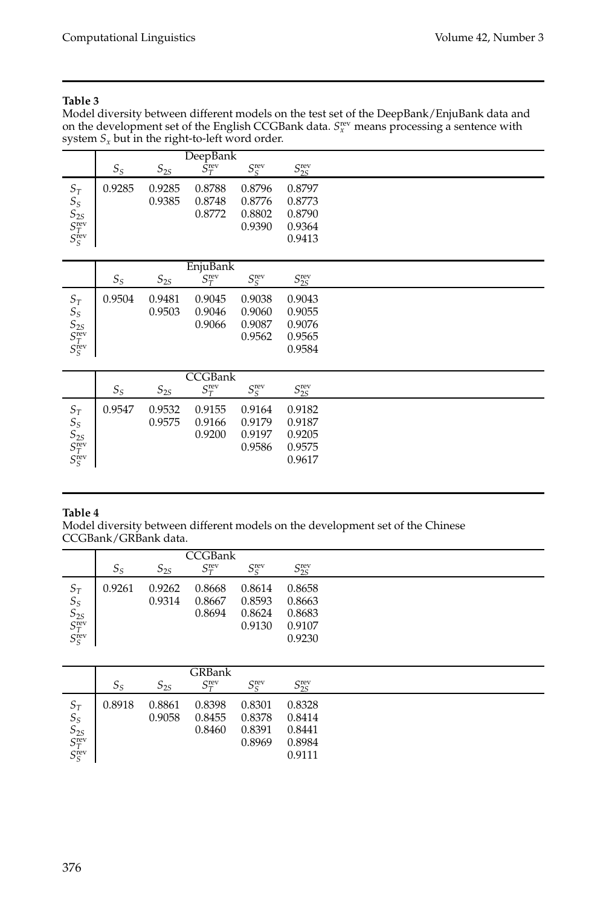**Table 3**
Model diversity between different models on the test set of the DeepBank/EnjuBank data and on the development set of the English CCGBank data. $S_x^{\text{rev}}$ means processing a sentence with system $S_x$ but in the right-to-left word order.

| | DeepBank | | | | |
|---|---|---|---|---|---|
| | $S_S$ | $S_{2S}$ | $S_T^{\text{rev}}$ | $S_S^{\text{rev}}$ | $S_{2S}^{\text{rev}}$ |
| $S_T$ | 0.9285 | 0.9285 | 0.8788 | 0.8796 | 0.8797 |
| $S_S$ | | 0.9385 | 0.8748 | 0.8776 | 0.8773 |
| $S_{2S}$ | | | 0.8772 | 0.8802 | 0.8790 |
| $S_T^{\text{rev}}$ | | | | 0.9390 | 0.9364 |
| $S_S^{\text{rev}}$ | | | | | 0.9413 |

| | EnjuBank | | | | |
|---|---|---|---|---|---|
| | $S_S$ | $S_{2S}$ | $S_T^{\text{rev}}$ | $S_S^{\text{rev}}$ | $S_{2S}^{\text{rev}}$ |
| $S_T$ | 0.9504 | 0.9481 | 0.9045 | 0.9038 | 0.9043 |
| $S_S$ | | 0.9503 | 0.9046 | 0.9060 | 0.9055 |
| $S_{2S}$ | | | 0.9066 | 0.9087 | 0.9076 |
| $S_T^{\text{rev}}$ | | | | 0.9562 | 0.9565 |
| $S_S^{\text{rev}}$ | | | | | 0.9584 |

| | CCGBank | | | | |
|---|---|---|---|---|---|
| | $S_S$ | $S_{2S}$ | $S_T^{\text{rev}}$ | $S_S^{\text{rev}}$ | $S_{2S}^{\text{rev}}$ |
| $S_T$ | 0.9547 | 0.9532 | 0.9155 | 0.9164 | 0.9182 |
| $S_S$ | | 0.9575 | 0.9166 | 0.9179 | 0.9187 |
| $S_{2S}$ | | | 0.9200 | 0.9197 | 0.9205 |
| $S_T^{\text{rev}}$ | | | | 0.9586 | 0.9575 |
| $S_S^{\text{rev}}$ | | | | | 0.9617 |

**Table 4**
Model diversity between different models on the development set of the Chinese CCGBank/GRBank data.

| | CCGBank | | | | |
|---|---|---|---|---|---|
| | $S_S$ | $S_{2S}$ | $S_T^{\text{rev}}$ | $S_S^{\text{rev}}$ | $S_{2S}^{\text{rev}}$ |
| $S_T$ | 0.9261 | 0.9262 | 0.8668 | 0.8614 | 0.8658 |
| $S_S$ | | 0.9314 | 0.8667 | 0.8593 | 0.8663 |
| $S_{2S}$ | | | 0.8694 | 0.8624 | 0.8683 |
| $S_T^{\text{rev}}$ | | | | 0.9130 | 0.9107 |
| $S_S^{\text{rev}}$ | | | | | 0.9230 |

| | GRBank | | | | |
|---|---|---|---|---|---|
| | $S_S$ | $S_{2S}$ | $S_T^{\text{rev}}$ | $S_S^{\text{rev}}$ | $S_{2S}^{\text{rev}}$ |
| $S_T$ | 0.8918 | 0.8861 | 0.8398 | 0.8301 | 0.8328 |
| $S_S$ | | 0.9058 | 0.8455 | 0.8378 | 0.8414 |
| $S_{2S}$ | | | 0.8460 | 0.8391 | 0.8441 |
| $S_T^{\text{rev}}$ | | | | 0.8969 | 0.8984 |
| $S_S^{\text{rev}}$ | | | | | 0.9111 |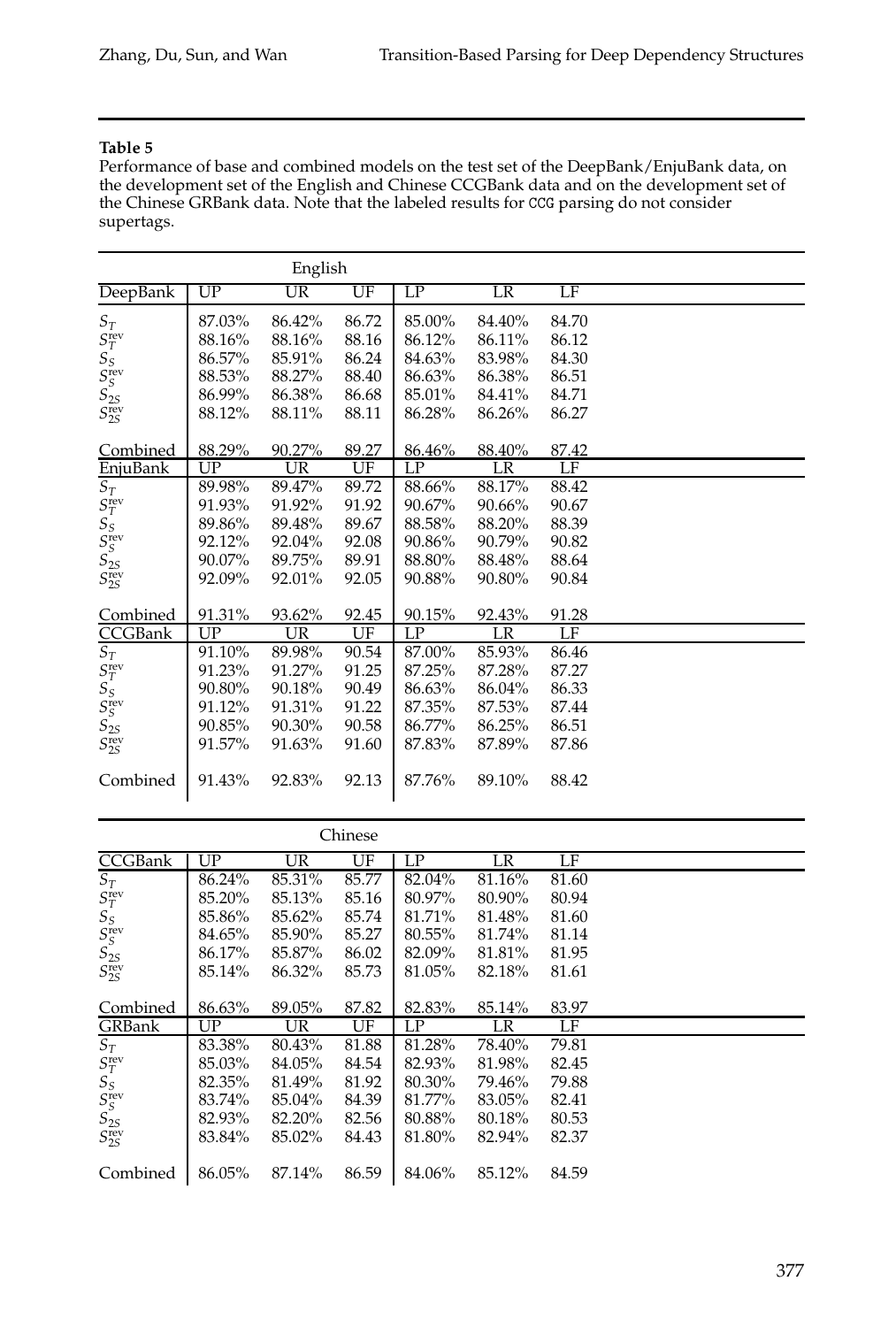**Table 5**
Performance of base and combined models on the test set of the DeepBank/EnjuBank data, on the development set of the English and Chinese CCGBank data and on the development set of the Chinese GRBank data. Note that the labeled results for CCG parsing do not consider supertags.

| English | | | | | | |
|---|---|---|---|---|---|---|
| DeepBank | UP | UR | UF | LP | LR | LF |
| $S_T$ | 87.03% | 86.42% | 86.72 | 85.00% | 84.40% | 84.70 |
| $S_T^{\text{rev}}$ | 88.16% | 88.16% | 88.16 | 86.12% | 86.11% | 86.12 |
| $S_S$ | 86.57% | 85.91% | 86.24 | 84.63% | 83.98% | 84.30 |
| $S_S^{\text{rev}}$ | 88.53% | 88.27% | 88.40 | 86.63% | 86.38% | 86.51 |
| $S_{2S}$ | 86.99% | 86.38% | 86.68 | 85.01% | 84.41% | 84.71 |
| $S_{2S}^{\text{rev}}$ | 88.12% | 88.11% | 88.11 | 86.28% | 86.26% | 86.27 |
| Combined | 88.29% | 90.27% | 89.27 | 86.46% | 88.40% | 87.42 |
| EnjuBank | UP | UR | UF | LP | LR | LF |
| $S_T$ | 89.98% | 89.47% | 89.72 | 88.66% | 88.17% | 88.42 |
| $S_T^{\text{rev}}$ | 91.93% | 91.92% | 91.92 | 90.67% | 90.66% | 90.67 |
| $S_S$ | 89.86% | 89.48% | 89.67 | 88.58% | 88.20% | 88.39 |
| $S_S^{\text{rev}}$ | 92.12% | 92.04% | 92.08 | 90.86% | 90.79% | 90.82 |
| $S_{2S}$ | 90.07% | 89.75% | 89.91 | 88.80% | 88.48% | 88.64 |
| $S_{2S}^{\text{rev}}$ | 92.09% | 92.01% | 92.05 | 90.88% | 90.80% | 90.84 |
| Combined | 91.31% | 93.62% | 92.45 | 90.15% | 92.43% | 91.28 |
| CCGBank | UP | UR | UF | LP | LR | LF |
| $S_T$ | 91.10% | 89.98% | 90.54 | 87.00% | 85.93% | 86.46 |
| $S_T^{\text{rev}}$ | 91.23% | 91.27% | 91.25 | 87.25% | 87.28% | 87.27 |
| $S_S$ | 90.80% | 90.18% | 90.49 | 86.63% | 86.04% | 86.33 |
| $S_S^{\text{rev}}$ | 91.12% | 91.31% | 91.22 | 87.35% | 87.53% | 87.44 |
| $S_{2S}$ | 90.85% | 90.30% | 90.58 | 86.77% | 86.25% | 86.51 |
| $S_{2S}^{\text{rev}}$ | 91.57% | 91.63% | 91.60 | 87.83% | 87.89% | 87.86 |
| Combined | 91.43% | 92.83% | 92.13 | 87.76% | 89.10% | 88.42 |

| Chinese | | | | | | |
|---|---|---|---|---|---|---|
| CCGBank | UP | UR | UF | LP | LR | LF |
| $S_T$ | 86.24% | 85.31% | 85.77 | 82.04% | 81.16% | 81.60 |
| $S_T^{\text{rev}}$ | 85.20% | 85.13% | 85.16 | 80.97% | 80.90% | 80.94 |
| $S_S$ | 85.86% | 85.62% | 85.74 | 81.71% | 81.48% | 81.60 |
| $S_S^{\text{rev}}$ | 84.65% | 85.90% | 85.27 | 80.55% | 81.74% | 81.14 |
| $S_{2S}$ | 86.17% | 85.87% | 86.02 | 82.09% | 81.81% | 81.95 |
| $S_{2S}^{\text{rev}}$ | 85.14% | 86.32% | 85.73 | 81.05% | 82.18% | 81.61 |
| Combined | 86.63% | 89.05% | 87.82 | 82.83% | 85.14% | 83.97 |
| GRBank | UP | UR | UF | LP | LR | LF |
| $S_T$ | 83.38% | 80.43% | 81.88 | 81.28% | 78.40% | 79.81 |
| $S_T^{\text{rev}}$ | 85.03% | 84.05% | 84.54 | 82.93% | 81.98% | 82.45 |
| $S_S$ | 82.35% | 81.49% | 81.92 | 80.30% | 79.46% | 79.88 |
| $S_S^{\text{rev}}$ | 83.74% | 85.04% | 84.39 | 81.77% | 83.05% | 82.41 |
| $S_{2S}$ | 82.93% | 82.20% | 82.56 | 80.88% | 80.18% | 80.53 |
| $S_{2S}^{\text{rev}}$ | 83.84% | 85.02% | 84.43 | 81.80% | 82.94% | 82.37 |
| Combined | 86.05% | 87.14% | 86.59 | 84.06% | 85.12% | 84.59 |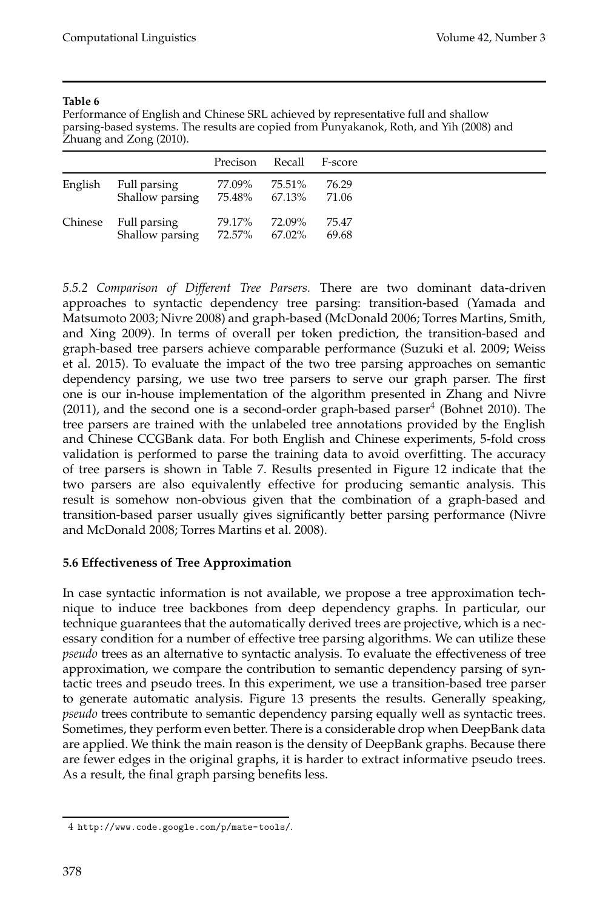**Table 6**

Performance of English and Chinese SRL achieved by representative full and shallow parsing-based systems. The results are copied from Punyakanok, Roth, and Yih (2008) and Zhuang and Zong (2010).

| | | Precison | Recall | F-score |
|---|---|---|---|---|
| English | Full parsing | 77.09% | 75.51% | 76.29 |
| | Shallow parsing | 75.48% | 67.13% | 71.06 |
| Chinese | Full parsing | 79.17% | 72.09% | 75.47 |
| | Shallow parsing | 72.57% | 67.02% | 69.68 |

*5.5.2 Comparison of Different Tree Parsers.* There are two dominant data-driven approaches to syntactic dependency tree parsing: transition-based (Yamada and Matsumoto 2003; Nivre 2008) and graph-based (McDonald 2006; Torres Martins, Smith, and Xing 2009). In terms of overall per token prediction, the transition-based and graph-based tree parsers achieve comparable performance (Suzuki et al. 2009; Weiss et al. 2015). To evaluate the impact of the two tree parsing approaches on semantic dependency parsing, we use two tree parsers to serve our graph parser. The first one is our in-house implementation of the algorithm presented in Zhang and Nivre (2011), and the second one is a second-order graph-based parser[4] (Bohnet 2010). The tree parsers are trained with the unlabeled tree annotations provided by the English and Chinese CCGBank data. For both English and Chinese experiments, 5-fold cross validation is performed to parse the training data to avoid overfitting. The accuracy of tree parsers is shown in Table 7. Results presented in Figure 12 indicate that the two parsers are also equivalently effective for producing semantic analysis. This result is somehow non-obvious given that the combination of a graph-based and transition-based parser usually gives significantly better parsing performance (Nivre and McDonald 2008; Torres Martins et al. 2008).

### 5.6 Effectiveness of Tree Approximation

In case syntactic information is not available, we propose a tree approximation technique to induce tree backbones from deep dependency graphs. In particular, our technique guarantees that the automatically derived trees are projective, which is a necessary condition for a number of effective tree parsing algorithms. We can utilize these *pseudo* trees as an alternative to syntactic analysis. To evaluate the effectiveness of tree approximation, we compare the contribution to semantic dependency parsing of syntactic trees and pseudo trees. In this experiment, we use a transition-based tree parser to generate automatic analysis. Figure 13 presents the results. Generally speaking, *pseudo* trees contribute to semantic dependency parsing equally well as syntactic trees. Sometimes, they perform even better. There is a considerable drop when DeepBank data are applied. We think the main reason is the density of DeepBank graphs. Because there are fewer edges in the original graphs, it is harder to extract informative pseudo trees. As a result, the final graph parsing benefits less.

4 http://www.code.google.com/p/mate-tools/.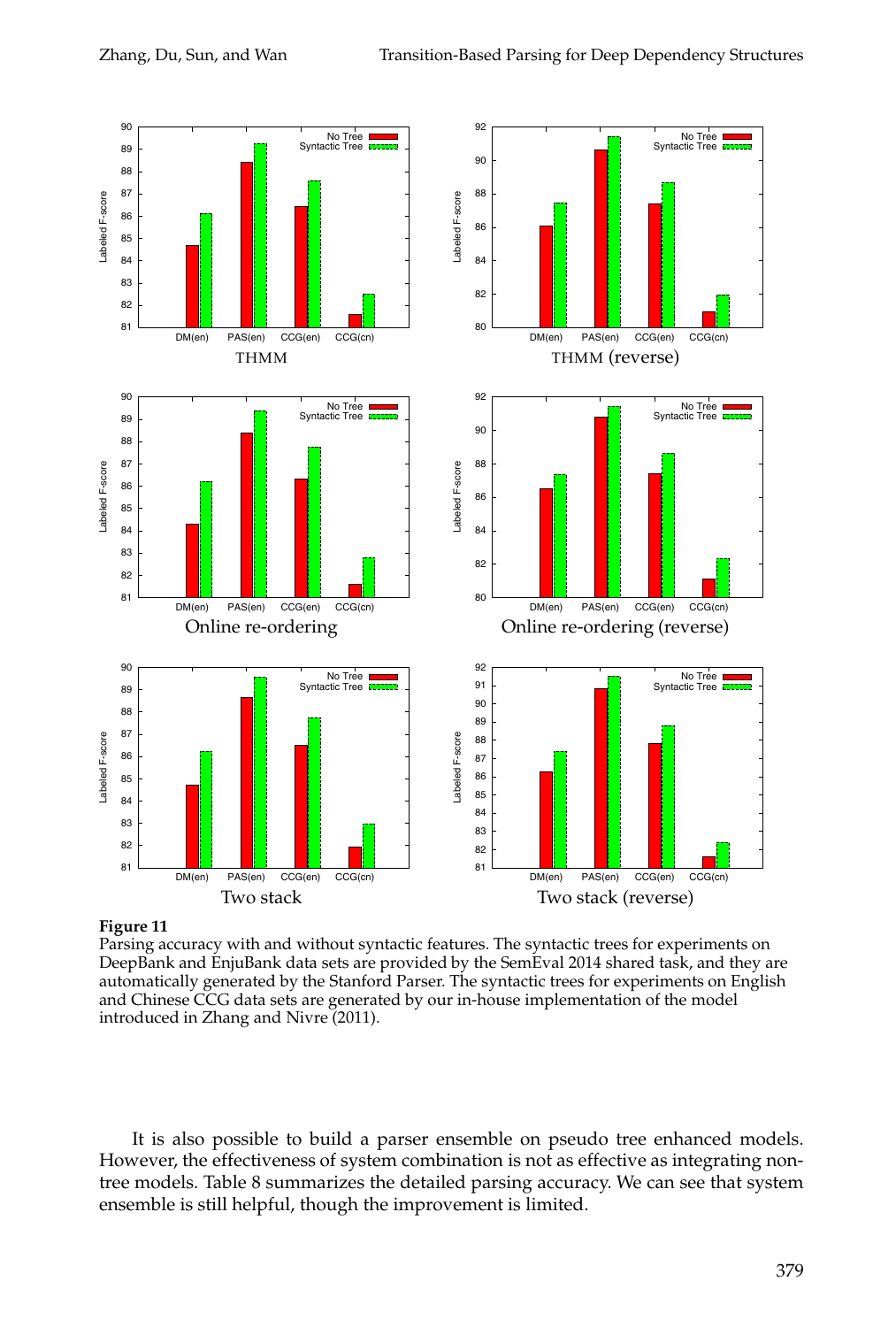**Figure 11**
Parsing accuracy with and without syntactic features. The syntactic trees for experiments on DeepBank and EnjuBank data sets are provided by the SemEval 2014 shared task, and they are automatically generated by the Stanford Parser. The syntactic trees for experiments on English and Chinese CCG data sets are generated by our in-house implementation of the model introduced in Zhang and Nivre (2011).

It is also possible to build a parser ensemble on pseudo tree enhanced models. However, the effectiveness of system combination is not as effective as integrating non-tree models. Table 8 summarizes the detailed parsing accuracy. We can see that system ensemble is still helpful, though the improvement is limited.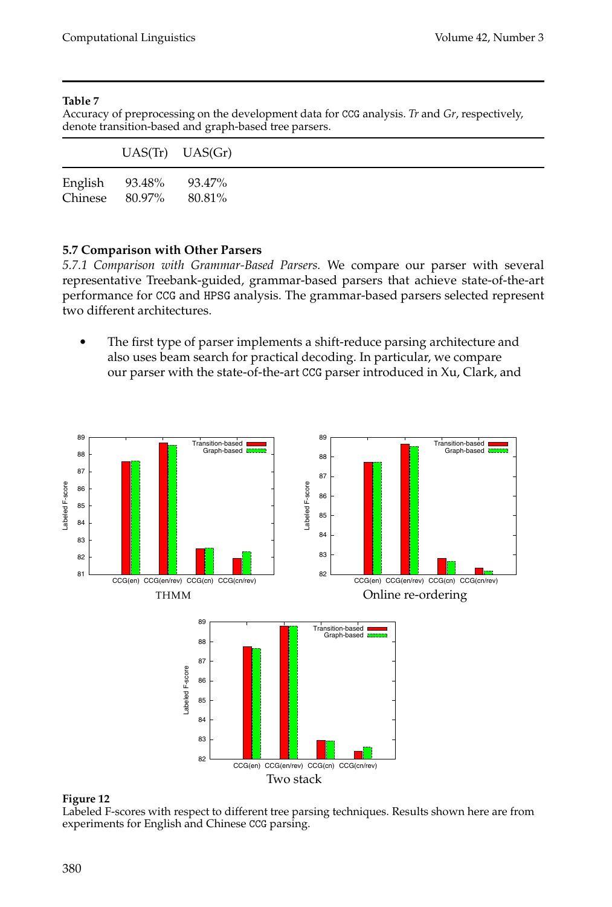**Table 7**
Accuracy of preprocessing on the development data for CCG analysis. *Tr* and *Gr*, respectively, denote transition-based and graph-based tree parsers.

| | UAS(Tr) | UAS(Gr) |
|---|---|---|
| English | 93.48% | 93.47% |
| Chinese | 80.97% | 80.81% |

### 5.7 Comparison with Other Parsers

*5.7.1 Comparison with Grammar-Based Parsers.* We compare our parser with several representative Treebank-guided, grammar-based parsers that achieve state-of-the-art performance for CCG and HPSG analysis. The grammar-based parsers selected represent two different architectures.

- The first type of parser implements a shift-reduce parsing architecture and also uses beam search for practical decoding. In particular, we compare our parser with the state-of-the-art CCG parser introduced in Xu, Clark, and

**Figure 12**
Labeled F-scores with respect to different tree parsing techniques. Results shown here are from experiments for English and Chinese CCG parsing.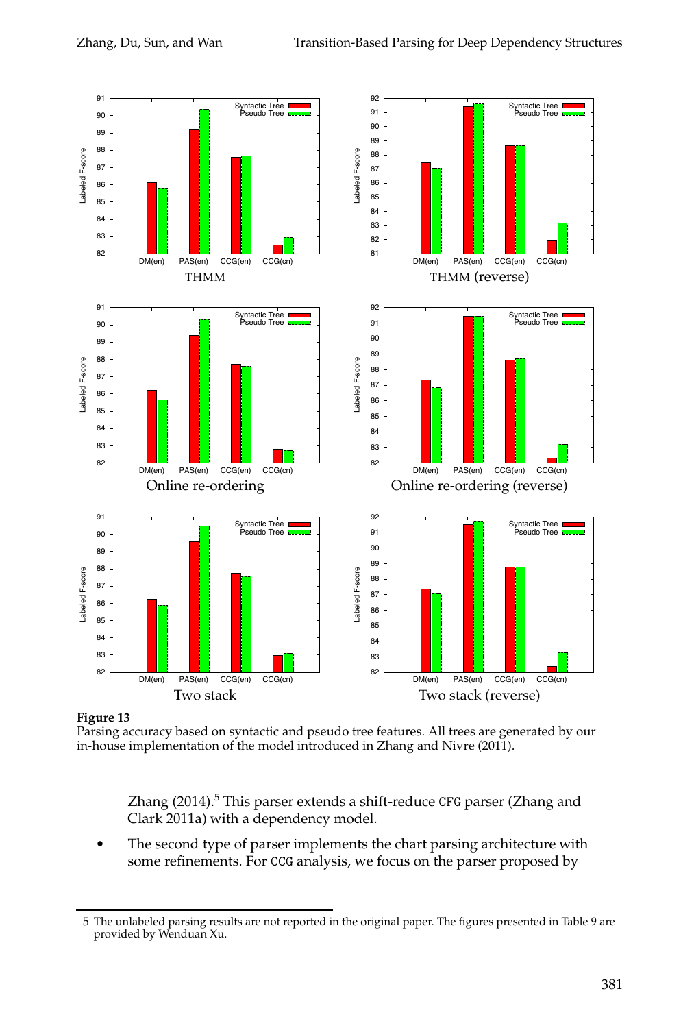**Figure 13**
Parsing accuracy based on syntactic and pseudo tree features. All trees are generated by our in-house implementation of the model introduced in Zhang and Nivre (2011).

Zhang (2014).[5] This parser extends a shift-reduce CFG parser (Zhang and Clark 2011a) with a dependency model.

- The second type of parser implements the chart parsing architecture with some refinements. For CCG analysis, we focus on the parser proposed by

5 The unlabeled parsing results are not reported in the original paper. The figures presented in Table 9 are provided by Wenduan Xu.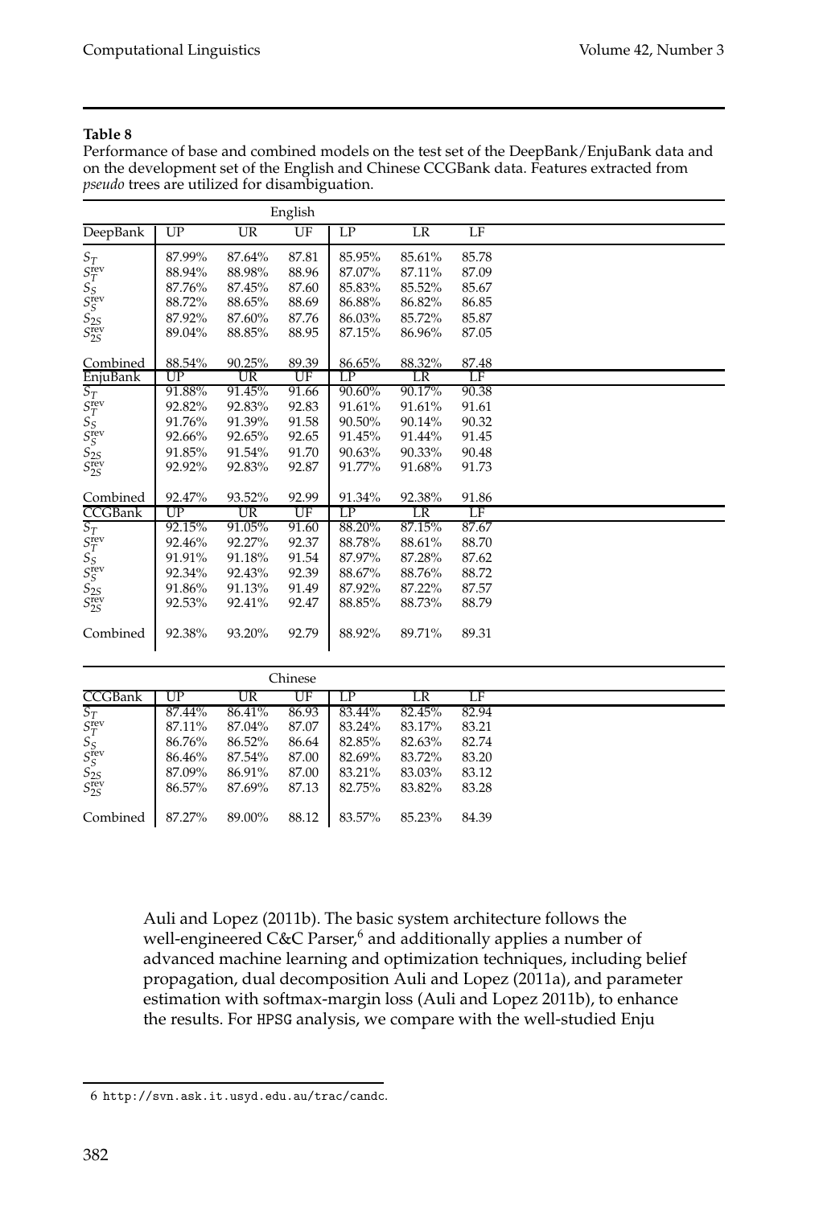**Table 8**

Performance of base and combined models on the test set of the DeepBank/EnjuBank data and on the development set of the English and Chinese CCGBank data. Features extracted from *pseudo* trees are utilized for disambiguation.

| English | | | | | | |
|---|---|---|---|---|---|---|
| DeepBank | UP | UR | UF | LP | LR | LF |
| $S_T$ | 87.99% | 87.64% | 87.81 | 85.95% | 85.61% | 85.78 |
| $S_T^{\text{rev}}$ | 88.94% | 88.98% | 88.96 | 87.07% | 87.11% | 87.09 |
| $S_S$ | 87.76% | 87.45% | 87.60 | 85.83% | 85.52% | 85.67 |
| $S_S^{\text{rev}}$ | 88.72% | 88.65% | 88.69 | 86.88% | 86.82% | 86.85 |
| $S_{2S}$ | 87.92% | 87.60% | 87.76 | 86.03% | 85.72% | 85.87 |
| $S_{2S}^{\text{rev}}$ | 89.04% | 88.85% | 88.95 | 87.15% | 86.96% | 87.05 |
| Combined | 88.54% | 90.25% | 89.39 | 86.65% | 88.32% | 87.48 |
| EnjuBank | UP | UR | UF | LP | LR | LF |
| $S_T$ | 91.88% | 91.45% | 91.66 | 90.60% | 90.17% | 90.38 |
| $S_T^{\text{rev}}$ | 92.82% | 92.83% | 92.83 | 91.61% | 91.61% | 91.61 |
| $S_S$ | 91.76% | 91.39% | 91.58 | 90.50% | 90.14% | 90.32 |
| $S_S^{\text{rev}}$ | 92.66% | 92.65% | 92.65 | 91.45% | 91.44% | 91.45 |
| $S_{2S}$ | 91.85% | 91.54% | 91.70 | 90.63% | 90.33% | 90.48 |
| $S_{2S}^{\text{rev}}$ | 92.92% | 92.83% | 92.87 | 91.77% | 91.68% | 91.73 |
| Combined | 92.47% | 93.52% | 92.99 | 91.34% | 92.38% | 91.86 |
| CCGBank | UP | UR | UF | LP | LR | LF |
| $S_T$ | 92.15% | 91.05% | 91.60 | 88.20% | 87.15% | 87.67 |
| $S_T^{\text{rev}}$ | 92.46% | 92.27% | 92.37 | 88.78% | 88.61% | 88.70 |
| $S_S$ | 91.91% | 91.18% | 91.54 | 87.97% | 87.28% | 87.62 |
| $S_S^{\text{rev}}$ | 92.34% | 92.43% | 92.39 | 88.67% | 88.76% | 88.72 |
| $S_{2S}$ | 91.86% | 91.13% | 91.49 | 87.92% | 87.22% | 87.57 |
| $S_{2S}^{\text{rev}}$ | 92.53% | 92.41% | 92.47 | 88.85% | 88.73% | 88.79 |
| Combined | 92.38% | 93.20% | 92.79 | 88.92% | 89.71% | 89.31 |

| Chinese | | | | | | |
|---|---|---|---|---|---|---|
| CCGBank | UP | UR | UF | LP | LR | LF |
| $S_T$ | 87.44% | 86.41% | 86.93 | 83.44% | 82.45% | 82.94 |
| $S_T^{\text{rev}}$ | 87.11% | 87.04% | 87.07 | 83.24% | 83.17% | 83.21 |
| $S_S$ | 86.76% | 86.52% | 86.64 | 82.85% | 82.63% | 82.74 |
| $S_S^{\text{rev}}$ | 86.46% | 87.54% | 87.00 | 82.69% | 83.72% | 83.20 |
| $S_{2S}$ | 87.09% | 86.91% | 87.00 | 83.21% | 83.03% | 83.12 |
| $S_{2S}^{\text{rev}}$ | 86.57% | 87.69% | 87.13 | 82.75% | 83.82% | 83.28 |
| Combined | 87.27% | 89.00% | 88.12 | 83.57% | 85.23% | 84.39 |

Auli and Lopez (2011b). The basic system architecture follows the well-engineered C&C Parser,[6] and additionally applies a number of advanced machine learning and optimization techniques, including belief propagation, dual decomposition Auli and Lopez (2011a), and parameter estimation with softmax-margin loss (Auli and Lopez 2011b), to enhance the results. For HPSG analysis, we compare with the well-studied Enju

6 http://svn.ask.it.usyd.edu.au/trac/candc.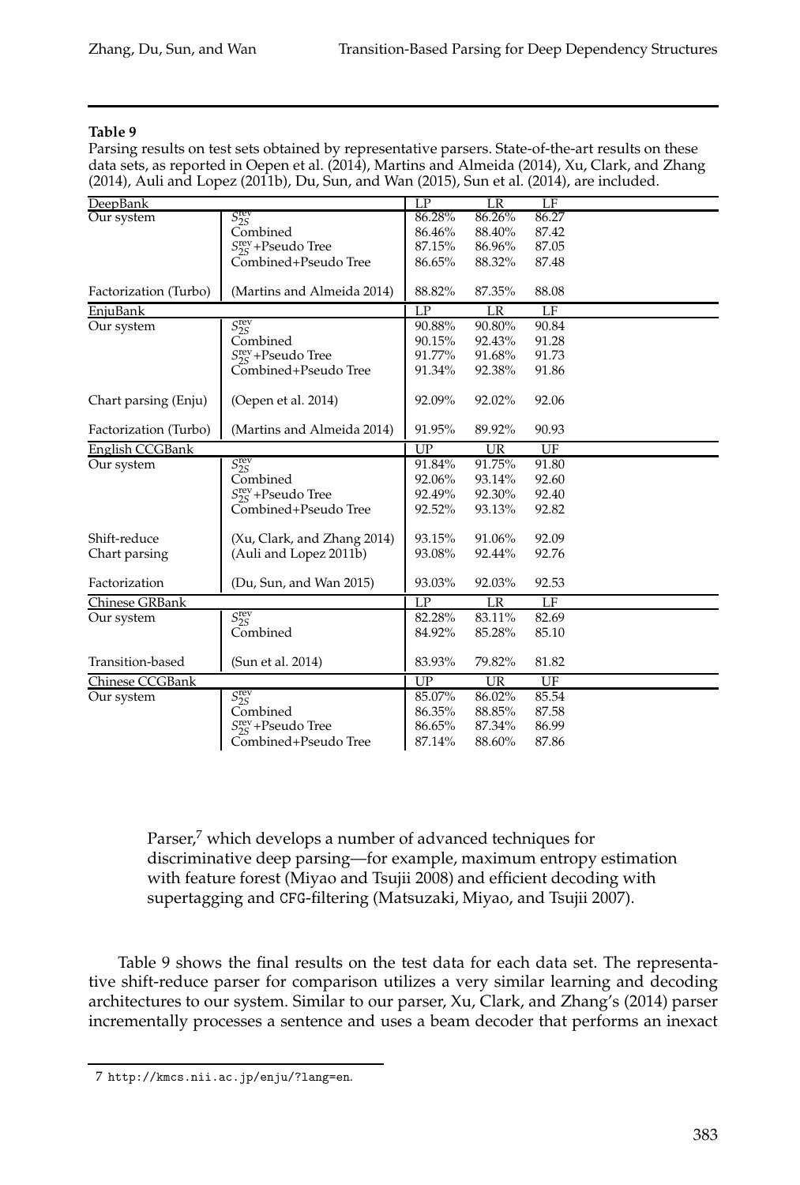**Table 9**

Parsing results on test sets obtained by representative parsers. State-of-the-art results on these data sets, as reported in Oepen et al. (2014), Martins and Almeida (2014), Xu, Clark, and Zhang (2014), Auli and Lopez (2011b), Du, Sun, and Wan (2015), Sun et al. (2014), are included.

| DeepBank | | LP | LR | LF |
|---|---|---|---|---|
| Our system | $S_{2S}^{\text{rev}}$ | 86.28% | 86.26% | 86.27 |
| | Combined | 86.46% | 88.40% | 87.42 |
| | $S_{2S}^{\text{rev}}$+Pseudo Tree | 87.15% | 86.96% | 87.05 |
| | Combined+Pseudo Tree | 86.65% | 88.32% | 87.48 |
| Factorization (Turbo) | (Martins and Almeida 2014) | 88.82% | 87.35% | 88.08 |
| **EnjuBank** | | **LP** | **LR** | **LF** |
| Our system | $S_{2S}^{\text{rev}}$ | 90.88% | 90.80% | 90.84 |
| | Combined | 90.15% | 92.43% | 91.28 |
| | $S_{2S}^{\text{rev}}$+Pseudo Tree | 91.77% | 91.68% | 91.73 |
| | Combined+Pseudo Tree | 91.34% | 92.38% | 91.86 |
| Chart parsing (Enju) | (Oepen et al. 2014) | 92.09% | 92.02% | 92.06 |
| Factorization (Turbo) | (Martins and Almeida 2014) | 91.95% | 89.92% | 90.93 |
| **English CCGBank** | | **UP** | **UR** | **UF** |
| Our system | $S_{2S}^{\text{rev}}$ | 91.84% | 91.75% | 91.80 |
| | Combined | 92.06% | 93.14% | 92.60 |
| | $S_{2S}^{\text{rev}}$+Pseudo Tree | 92.49% | 92.30% | 92.40 |
| | Combined+Pseudo Tree | 92.52% | 93.13% | 92.82 |
| Shift-reduce | (Xu, Clark, and Zhang 2014) | 93.15% | 91.06% | 92.09 |
| Chart parsing | (Auli and Lopez 2011b) | 93.08% | 92.44% | 92.76 |
| Factorization | (Du, Sun, and Wan 2015) | 93.03% | 92.03% | 92.53 |
| **Chinese GRBank** | | **LP** | **LR** | **LF** |
| Our system | $S_{2S}^{\text{rev}}$ | 82.28% | 83.11% | 82.69 |
| | Combined | 84.92% | 85.28% | 85.10 |
| Transition-based | (Sun et al. 2014) | 83.93% | 79.82% | 81.82 |
| **Chinese CCGBank** | | **UP** | **UR** | **UF** |
| Our system | $S_{2S}^{\text{rev}}$ | 85.07% | 86.02% | 85.54 |
| | Combined | 86.35% | 88.85% | 87.58 |
| | $S_{2S}^{\text{rev}}$+Pseudo Tree | 86.65% | 87.34% | 86.99 |
| | Combined+Pseudo Tree | 87.14% | 88.60% | 87.86 |

> Parser,[7] which develops a number of advanced techniques for discriminative deep parsing—for example, maximum entropy estimation with feature forest (Miyao and Tsujii 2008) and efficient decoding with supertagging and CFG-filtering (Matsuzaki, Miyao, and Tsujii 2007).

Table 9 shows the final results on the test data for each data set. The representative shift-reduce parser for comparison utilizes a very similar learning and decoding architectures to our system. Similar to our parser, Xu, Clark, and Zhang's (2014) parser incrementally processes a sentence and uses a beam decoder that performs an inexact

7 http://kmcs.nii.ac.jp/enju/?lang=en.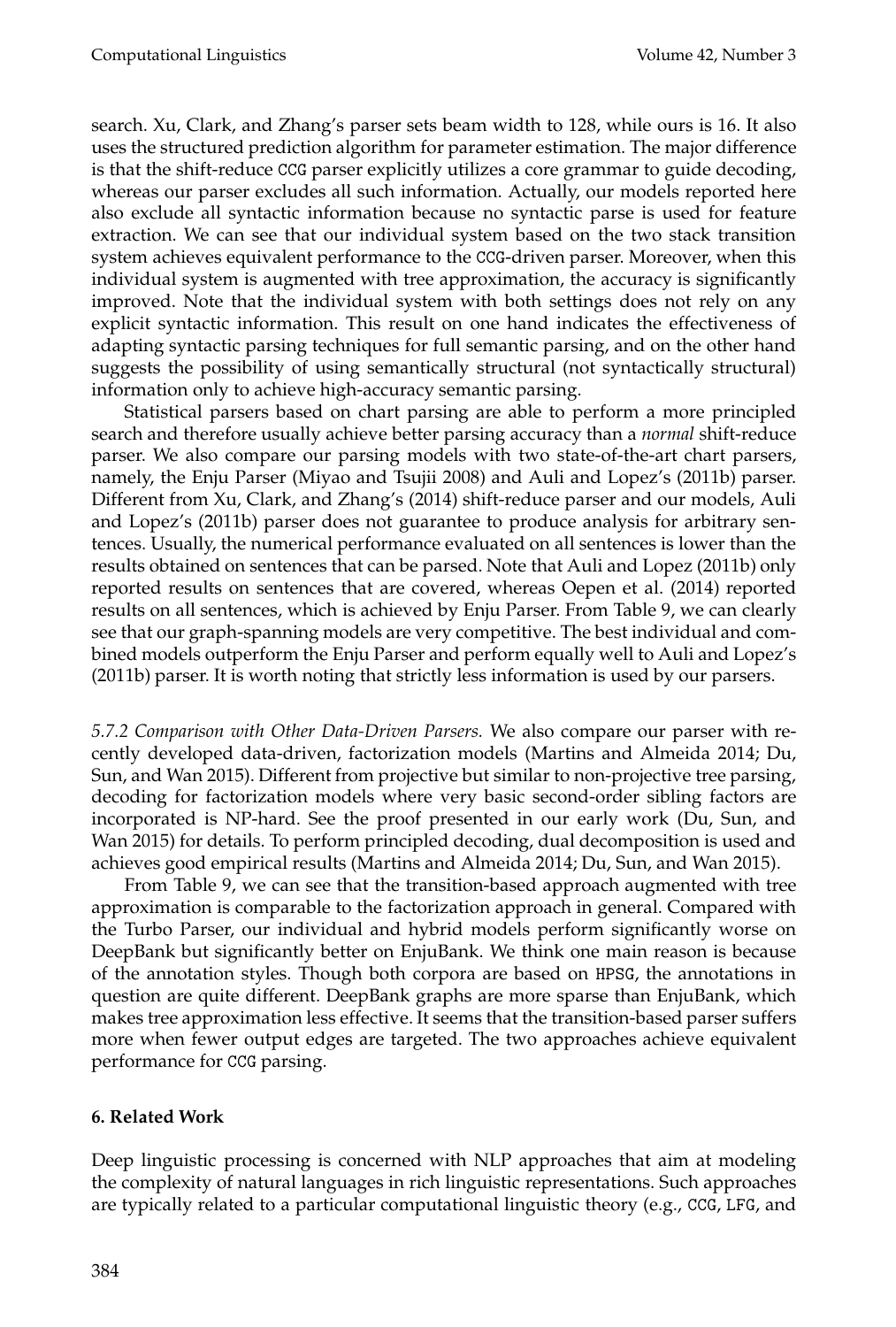search. Xu, Clark, and Zhang's parser sets beam width to 128, while ours is 16. It also uses the structured prediction algorithm for parameter estimation. The major difference is that the shift-reduce CCG parser explicitly utilizes a core grammar to guide decoding, whereas our parser excludes all such information. Actually, our models reported here also exclude all syntactic information because no syntactic parse is used for feature extraction. We can see that our individual system based on the two stack transition system achieves equivalent performance to the CCG-driven parser. Moreover, when this individual system is augmented with tree approximation, the accuracy is significantly improved. Note that the individual system with both settings does not rely on any explicit syntactic information. This result on one hand indicates the effectiveness of adapting syntactic parsing techniques for full semantic parsing, and on the other hand suggests the possibility of using semantically structural (not syntactically structural) information only to achieve high-accuracy semantic parsing.

Statistical parsers based on chart parsing are able to perform a more principled search and therefore usually achieve better parsing accuracy than a *normal* shift-reduce parser. We also compare our parsing models with two state-of-the-art chart parsers, namely, the Enju Parser (Miyao and Tsujii 2008) and Auli and Lopez's (2011b) parser. Different from Xu, Clark, and Zhang's (2014) shift-reduce parser and our models, Auli and Lopez's (2011b) parser does not guarantee to produce analysis for arbitrary sentences. Usually, the numerical performance evaluated on all sentences is lower than the results obtained on sentences that can be parsed. Note that Auli and Lopez (2011b) only reported results on sentences that are covered, whereas Oepen et al. (2014) reported results on all sentences, which is achieved by Enju Parser. From Table 9, we can clearly see that our graph-spanning models are very competitive. The best individual and combined models outperform the Enju Parser and perform equally well to Auli and Lopez's (2011b) parser. It is worth noting that strictly less information is used by our parsers.

*5.7.2 Comparison with Other Data-Driven Parsers.* We also compare our parser with recently developed data-driven, factorization models (Martins and Almeida 2014; Du, Sun, and Wan 2015). Different from projective but similar to non-projective tree parsing, decoding for factorization models where very basic second-order sibling factors are incorporated is NP-hard. See the proof presented in our early work (Du, Sun, and Wan 2015) for details. To perform principled decoding, dual decomposition is used and achieves good empirical results (Martins and Almeida 2014; Du, Sun, and Wan 2015).

From Table 9, we can see that the transition-based approach augmented with tree approximation is comparable to the factorization approach in general. Compared with the Turbo Parser, our individual and hybrid models perform significantly worse on DeepBank but significantly better on EnjuBank. We think one main reason is because of the annotation styles. Though both corpora are based on HPSG, the annotations in question are quite different. DeepBank graphs are more sparse than EnjuBank, which makes tree approximation less effective. It seems that the transition-based parser suffers more when fewer output edges are targeted. The two approaches achieve equivalent performance for CCG parsing.

## 6. Related Work

Deep linguistic processing is concerned with NLP approaches that aim at modeling the complexity of natural languages in rich linguistic representations. Such approaches are typically related to a particular computational linguistic theory (e.g., CCG, LFG, and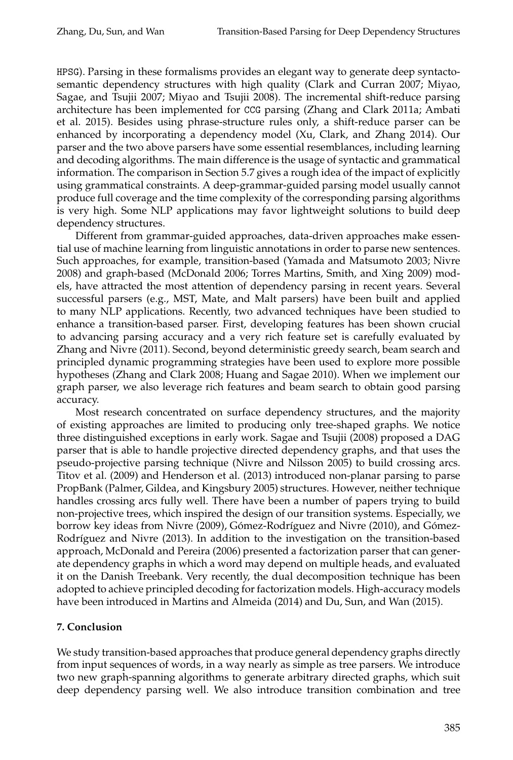HPSG). Parsing in these formalisms provides an elegant way to generate deep syntacto-semantic dependency structures with high quality (Clark and Curran 2007; Miyao, Sagae, and Tsujii 2007; Miyao and Tsujii 2008). The incremental shift-reduce parsing architecture has been implemented for CCG parsing (Zhang and Clark 2011a; Ambati et al. 2015). Besides using phrase-structure rules only, a shift-reduce parser can be enhanced by incorporating a dependency model (Xu, Clark, and Zhang 2014). Our parser and the two above parsers have some essential resemblances, including learning and decoding algorithms. The main difference is the usage of syntactic and grammatical information. The comparison in Section 5.7 gives a rough idea of the impact of explicitly using grammatical constraints. A deep-grammar-guided parsing model usually cannot produce full coverage and the time complexity of the corresponding parsing algorithms is very high. Some NLP applications may favor lightweight solutions to build deep dependency structures.

Different from grammar-guided approaches, data-driven approaches make essential use of machine learning from linguistic annotations in order to parse new sentences. Such approaches, for example, transition-based (Yamada and Matsumoto 2003; Nivre 2008) and graph-based (McDonald 2006; Torres Martins, Smith, and Xing 2009) models, have attracted the most attention of dependency parsing in recent years. Several successful parsers (e.g., MST, Mate, and Malt parsers) have been built and applied to many NLP applications. Recently, two advanced techniques have been studied to enhance a transition-based parser. First, developing features has been shown crucial to advancing parsing accuracy and a very rich feature set is carefully evaluated by Zhang and Nivre (2011). Second, beyond deterministic greedy search, beam search and principled dynamic programming strategies have been used to explore more possible hypotheses (Zhang and Clark 2008; Huang and Sagae 2010). When we implement our graph parser, we also leverage rich features and beam search to obtain good parsing accuracy.

Most research concentrated on surface dependency structures, and the majority of existing approaches are limited to producing only tree-shaped graphs. We notice three distinguished exceptions in early work. Sagae and Tsujii (2008) proposed a DAG parser that is able to handle projective directed dependency graphs, and that uses the pseudo-projective parsing technique (Nivre and Nilsson 2005) to build crossing arcs. Titov et al. (2009) and Henderson et al. (2013) introduced non-planar parsing to parse PropBank (Palmer, Gildea, and Kingsbury 2005) structures. However, neither technique handles crossing arcs fully well. There have been a number of papers trying to build non-projective trees, which inspired the design of our transition systems. Especially, we borrow key ideas from Nivre (2009), Gómez-Rodríguez and Nivre (2010), and Gómez-Rodríguez and Nivre (2013). In addition to the investigation on the transition-based approach, McDonald and Pereira (2006) presented a factorization parser that can generate dependency graphs in which a word may depend on multiple heads, and evaluated it on the Danish Treebank. Very recently, the dual decomposition technique has been adopted to achieve principled decoding for factorization models. High-accuracy models have been introduced in Martins and Almeida (2014) and Du, Sun, and Wan (2015).

## 7. Conclusion

We study transition-based approaches that produce general dependency graphs directly from input sequences of words, in a way nearly as simple as tree parsers. We introduce two new graph-spanning algorithms to generate arbitrary directed graphs, which suit deep dependency parsing well. We also introduce transition combination and tree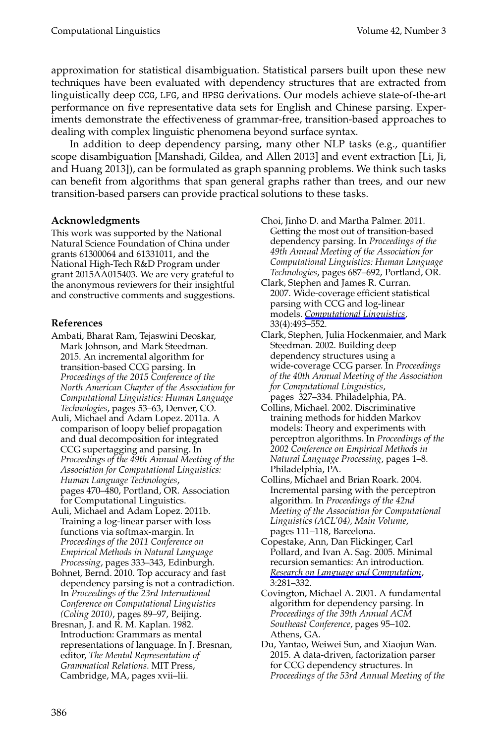approximation for statistical disambiguation. Statistical parsers built upon these new techniques have been evaluated with dependency structures that are extracted from linguistically deep CCG, LFG, and HPSG derivations. Our models achieve state-of-the-art performance on five representative data sets for English and Chinese parsing. Experiments demonstrate the effectiveness of grammar-free, transition-based approaches to dealing with complex linguistic phenomena beyond surface syntax.

In addition to deep dependency parsing, many other NLP tasks (e.g., quantifier scope disambiguation [Manshadi, Gildea, and Allen 2013] and event extraction [Li, Ji, and Huang 2013]), can be formulated as graph spanning problems. We think such tasks can benefit from algorithms that span general graphs rather than trees, and our new transition-based parsers can provide practical solutions to these tasks.

### Acknowledgments

This work was supported by the National Natural Science Foundation of China under grants 61300064 and 61331011, and the National High-Tech R&D Program under grant 2015AA015403. We are very grateful to the anonymous reviewers for their insightful and constructive comments and suggestions.

### References

Ambati, Bharat Ram, Tejaswini Deoskar, Mark Johnson, and Mark Steedman. 2015. An incremental algorithm for transition-based CCG parsing. In *Proceedings of the 2015 Conference of the North American Chapter of the Association for Computational Linguistics: Human Language Technologies*, pages 53–63, Denver, CO.

Auli, Michael and Adam Lopez. 2011a. A comparison of loopy belief propagation and dual decomposition for integrated CCG supertagging and parsing. In *Proceedings of the 49th Annual Meeting of the Association for Computational Linguistics: Human Language Technologies*, pages 470–480, Portland, OR. Association for Computational Linguistics.

Auli, Michael and Adam Lopez. 2011b. Training a log-linear parser with loss functions via softmax-margin. In *Proceedings of the 2011 Conference on Empirical Methods in Natural Language Processing*, pages 333–343, Edinburgh.

Bohnet, Bernd. 2010. Top accuracy and fast dependency parsing is not a contradiction. In *Proceedings of the 23rd International Conference on Computational Linguistics (Coling 2010)*, pages 89–97, Beijing.

Bresnan, J. and R. M. Kaplan. 1982. Introduction: Grammars as mental representations of language. In J. Bresnan, editor, *The Mental Representation of Grammatical Relations*. MIT Press, Cambridge, MA, pages xvii–lii.

Choi, Jinho D. and Martha Palmer. 2011. Getting the most out of transition-based dependency parsing. In *Proceedings of the 49th Annual Meeting of the Association for Computational Linguistics: Human Language Technologies*, pages 687–692, Portland, OR.

Clark, Stephen and James R. Curran. 2007. Wide-coverage efficient statistical parsing with CCG and log-linear models. *Computational Linguistics*, 33(4):493–552.

Clark, Stephen, Julia Hockenmaier, and Mark Steedman. 2002. Building deep dependency structures using a wide-coverage CCG parser. In *Proceedings of the 40th Annual Meeting of the Association for Computational Linguistics*, pages 327–334. Philadelphia, PA.

Collins, Michael. 2002. Discriminative training methods for hidden Markov models: Theory and experiments with perceptron algorithms. In *Proceedings of the 2002 Conference on Empirical Methods in Natural Language Processing*, pages 1–8. Philadelphia, PA.

Collins, Michael and Brian Roark. 2004. Incremental parsing with the perceptron algorithm. In *Proceedings of the 42nd Meeting of the Association for Computational Linguistics (ACL'04), Main Volume*, pages 111–118, Barcelona.

Copestake, Ann, Dan Flickinger, Carl Pollard, and Ivan A. Sag. 2005. Minimal recursion semantics: An introduction. *Research on Language and Computation*, 3:281–332.

Covington, Michael A. 2001. A fundamental algorithm for dependency parsing. In *Proceedings of the 39th Annual ACM Southeast Conference*, pages 95–102. Athens, GA.

Du, Yantao, Weiwei Sun, and Xiaojun Wan. 2015. A data-driven, factorization parser for CCG dependency structures. In *Proceedings of the 53rd Annual Meeting of the*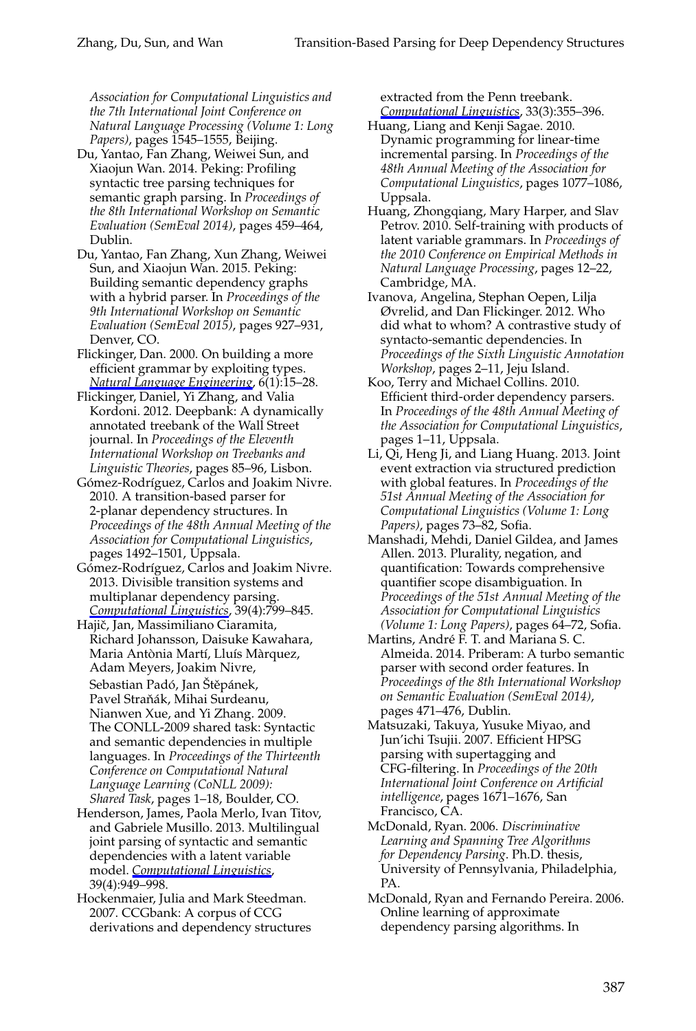*Association for Computational Linguistics and the 7th International Joint Conference on Natural Language Processing (Volume 1: Long Papers)*, pages 1545–1555, Beijing.

Du, Yantao, Fan Zhang, Weiwei Sun, and Xiaojun Wan. 2014. Peking: Profiling syntactic tree parsing techniques for semantic graph parsing. In *Proceedings of the 8th International Workshop on Semantic Evaluation (SemEval 2014)*, pages 459–464, Dublin.

Du, Yantao, Fan Zhang, Xun Zhang, Weiwei Sun, and Xiaojun Wan. 2015. Peking: Building semantic dependency graphs with a hybrid parser. In *Proceedings of the 9th International Workshop on Semantic Evaluation (SemEval 2015)*, pages 927–931, Denver, CO.

Flickinger, Dan. 2000. On building a more efficient grammar by exploiting types. *Natural Language Engineering*, 6(1):15–28.

Flickinger, Daniel, Yi Zhang, and Valia Kordoni. 2012. Deepbank: A dynamically annotated treebank of the Wall Street journal. In *Proceedings of the Eleventh International Workshop on Treebanks and Linguistic Theories*, pages 85–96, Lisbon.

Gómez-Rodríguez, Carlos and Joakim Nivre. 2010. A transition-based parser for 2-planar dependency structures. In *Proceedings of the 48th Annual Meeting of the Association for Computational Linguistics*, pages 1492–1501, Uppsala.

Gómez-Rodríguez, Carlos and Joakim Nivre. 2013. Divisible transition systems and multiplanar dependency parsing. *Computational Linguistics*, 39(4):799–845.

Hajič, Jan, Massimiliano Ciaramita, Richard Johansson, Daisuke Kawahara, Maria Antònia Martí, Lluís Màrquez, Adam Meyers, Joakim Nivre, Sebastian Padó, Jan Štěpánek, Pavel Straňák, Mihai Surdeanu, Nianwen Xue, and Yi Zhang. 2009. The CONLL-2009 shared task: Syntactic and semantic dependencies in multiple languages. In *Proceedings of the Thirteenth Conference on Computational Natural Language Learning (CoNLL 2009): Shared Task*, pages 1–18, Boulder, CO.

Henderson, James, Paola Merlo, Ivan Titov, and Gabriele Musillo. 2013. Multilingual joint parsing of syntactic and semantic dependencies with a latent variable model. *Computational Linguistics*, 39(4):949–998.

Hockenmaier, Julia and Mark Steedman. 2007. CCGbank: A corpus of CCG derivations and dependency structures extracted from the Penn treebank. *Computational Linguistics*, 33(3):355–396.

Huang, Liang and Kenji Sagae. 2010. Dynamic programming for linear-time incremental parsing. In *Proceedings of the 48th Annual Meeting of the Association for Computational Linguistics*, pages 1077–1086, Uppsala.

Huang, Zhongqiang, Mary Harper, and Slav Petrov. 2010. Self-training with products of latent variable grammars. In *Proceedings of the 2010 Conference on Empirical Methods in Natural Language Processing*, pages 12–22, Cambridge, MA.

Ivanova, Angelina, Stephan Oepen, Lilja Øvrelid, and Dan Flickinger. 2012. Who did what to whom? A contrastive study of syntacto-semantic dependencies. In *Proceedings of the Sixth Linguistic Annotation Workshop*, pages 2–11, Jeju Island.

Koo, Terry and Michael Collins. 2010. Efficient third-order dependency parsers. In *Proceedings of the 48th Annual Meeting of the Association for Computational Linguistics*, pages 1–11, Uppsala.

Li, Qi, Heng Ji, and Liang Huang. 2013. Joint event extraction via structured prediction with global features. In *Proceedings of the 51st Annual Meeting of the Association for Computational Linguistics (Volume 1: Long Papers)*, pages 73–82, Sofia.

Manshadi, Mehdi, Daniel Gildea, and James Allen. 2013. Plurality, negation, and quantification: Towards comprehensive quantifier scope disambiguation. In *Proceedings of the 51st Annual Meeting of the Association for Computational Linguistics (Volume 1: Long Papers)*, pages 64–72, Sofia.

Martins, André F. T. and Mariana S. C. Almeida. 2014. Priberam: A turbo semantic parser with second order features. In *Proceedings of the 8th International Workshop on Semantic Evaluation (SemEval 2014)*, pages 471–476, Dublin.

Matsuzaki, Takuya, Yusuke Miyao, and Jun'ichi Tsujii. 2007. Efficient HPSG parsing with supertagging and CFG-filtering. In *Proceedings of the 20th International Joint Conference on Artificial intelligence*, pages 1671–1676, San Francisco, CA.

McDonald, Ryan. 2006. *Discriminative Learning and Spanning Tree Algorithms for Dependency Parsing*. Ph.D. thesis, University of Pennsylvania, Philadelphia, PA.

McDonald, Ryan and Fernando Pereira. 2006. Online learning of approximate dependency parsing algorithms. In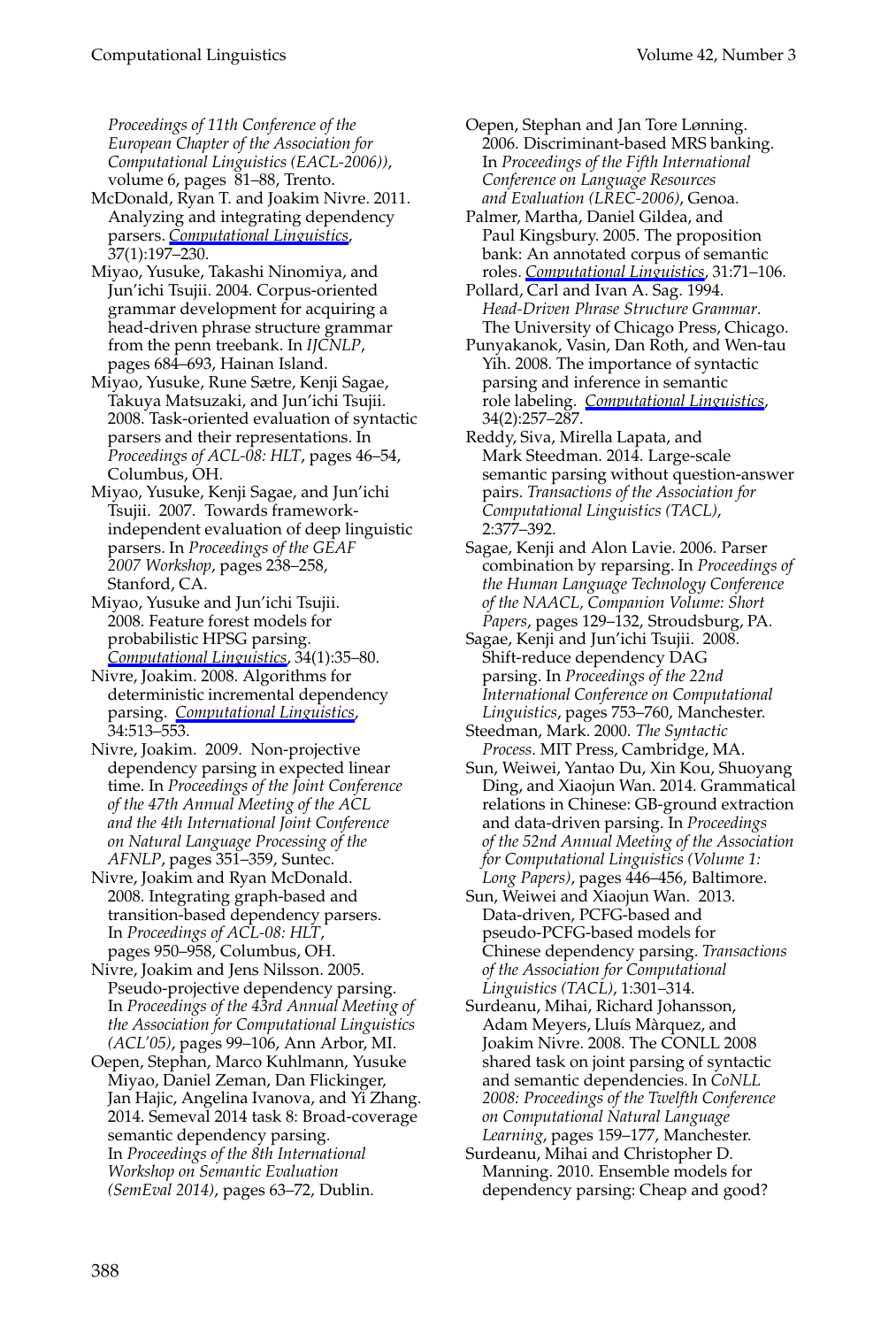*Proceedings of 11th Conference of the European Chapter of the Association for Computational Linguistics (EACL-2006))*, volume 6, pages 81–88, Trento.

McDonald, Ryan T. and Joakim Nivre. 2011. Analyzing and integrating dependency parsers. *Computational Linguistics*, 37(1):197–230.

Miyao, Yusuke, Takashi Ninomiya, and Jun'ichi Tsujii. 2004. Corpus-oriented grammar development for acquiring a head-driven phrase structure grammar from the penn treebank. In *IJCNLP*, pages 684–693, Hainan Island.

Miyao, Yusuke, Rune Sætre, Kenji Sagae, Takuya Matsuzaki, and Jun'ichi Tsujii. 2008. Task-oriented evaluation of syntactic parsers and their representations. In *Proceedings of ACL-08: HLT*, pages 46–54, Columbus, OH.

Miyao, Yusuke, Kenji Sagae, and Jun'ichi Tsujii. 2007. Towards framework-independent evaluation of deep linguistic parsers. In *Proceedings of the GEAF 2007 Workshop*, pages 238–258, Stanford, CA.

Miyao, Yusuke and Jun'ichi Tsujii. 2008. Feature forest models for probabilistic HPSG parsing. *Computational Linguistics*, 34(1):35–80.

Nivre, Joakim. 2008. Algorithms for deterministic incremental dependency parsing. *Computational Linguistics*, 34:513–553.

Nivre, Joakim. 2009. Non-projective dependency parsing in expected linear time. In *Proceedings of the Joint Conference of the 47th Annual Meeting of the ACL and the 4th International Joint Conference on Natural Language Processing of the AFNLP*, pages 351–359, Suntec.

Nivre, Joakim and Ryan McDonald. 2008. Integrating graph-based and transition-based dependency parsers. In *Proceedings of ACL-08: HLT*, pages 950–958, Columbus, OH.

Nivre, Joakim and Jens Nilsson. 2005. Pseudo-projective dependency parsing. In *Proceedings of the 43rd Annual Meeting of the Association for Computational Linguistics (ACL'05)*, pages 99–106, Ann Arbor, MI.

Oepen, Stephan, Marco Kuhlmann, Yusuke Miyao, Daniel Zeman, Dan Flickinger, Jan Hajic, Angelina Ivanova, and Yi Zhang. 2014. Semeval 2014 task 8: Broad-coverage semantic dependency parsing. In *Proceedings of the 8th International Workshop on Semantic Evaluation (SemEval 2014)*, pages 63–72, Dublin.

Oepen, Stephan and Jan Tore Lønning. 2006. Discriminant-based MRS banking. In *Proceedings of the Fifth International Conference on Language Resources and Evaluation (LREC-2006)*, Genoa.

Palmer, Martha, Daniel Gildea, and Paul Kingsbury. 2005. The proposition bank: An annotated corpus of semantic roles. *Computational Linguistics*, 31:71–106.

Pollard, Carl and Ivan A. Sag. 1994. *Head-Driven Phrase Structure Grammar*. The University of Chicago Press, Chicago.

Punyakanok, Vasin, Dan Roth, and Wen-tau Yih. 2008. The importance of syntactic parsing and inference in semantic role labeling. *Computational Linguistics*, 34(2):257–287.

Reddy, Siva, Mirella Lapata, and Mark Steedman. 2014. Large-scale semantic parsing without question-answer pairs. *Transactions of the Association for Computational Linguistics (TACL)*, 2:377–392.

Sagae, Kenji and Alon Lavie. 2006. Parser combination by reparsing. In *Proceedings of the Human Language Technology Conference of the NAACL, Companion Volume: Short Papers*, pages 129–132, Stroudsburg, PA.

Sagae, Kenji and Jun'ichi Tsujii. 2008. Shift-reduce dependency DAG parsing. In *Proceedings of the 22nd International Conference on Computational Linguistics*, pages 753–760, Manchester.

Steedman, Mark. 2000. *The Syntactic Process*. MIT Press, Cambridge, MA.

Sun, Weiwei, Yantao Du, Xin Kou, Shuoyang Ding, and Xiaojun Wan. 2014. Grammatical relations in Chinese: GB-ground extraction and data-driven parsing. In *Proceedings of the 52nd Annual Meeting of the Association for Computational Linguistics (Volume 1: Long Papers)*, pages 446–456, Baltimore.

Sun, Weiwei and Xiaojun Wan. 2013. Data-driven, PCFG-based and pseudo-PCFG-based models for Chinese dependency parsing. *Transactions of the Association for Computational Linguistics (TACL)*, 1:301–314.

Surdeanu, Mihai, Richard Johansson, Adam Meyers, Lluís Màrquez, and Joakim Nivre. 2008. The CONLL 2008 shared task on joint parsing of syntactic and semantic dependencies. In *CoNLL 2008: Proceedings of the Twelfth Conference on Computational Natural Language Learning*, pages 159–177, Manchester.

Surdeanu, Mihai and Christopher D. Manning. 2010. Ensemble models for dependency parsing: Cheap and good?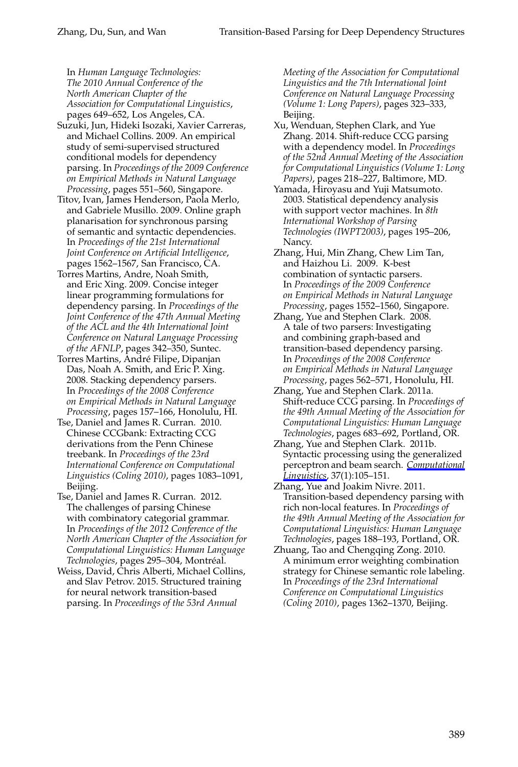In *Human Language Technologies: The 2010 Annual Conference of the North American Chapter of the Association for Computational Linguistics*, pages 649–652, Los Angeles, CA.

Suzuki, Jun, Hideki Isozaki, Xavier Carreras, and Michael Collins. 2009. An empirical study of semi-supervised structured conditional models for dependency parsing. In *Proceedings of the 2009 Conference on Empirical Methods in Natural Language Processing*, pages 551–560, Singapore.

Titov, Ivan, James Henderson, Paola Merlo, and Gabriele Musillo. 2009. Online graph planarisation for synchronous parsing of semantic and syntactic dependencies. In *Proceedings of the 21st International Joint Conference on Artificial Intelligence*, pages 1562–1567, San Francisco, CA.

Torres Martins, Andre, Noah Smith, and Eric Xing. 2009. Concise integer linear programming formulations for dependency parsing. In *Proceedings of the Joint Conference of the 47th Annual Meeting of the ACL and the 4th International Joint Conference on Natural Language Processing of the AFNLP*, pages 342–350, Suntec.

Torres Martins, André Filipe, Dipanjan Das, Noah A. Smith, and Eric P. Xing. 2008. Stacking dependency parsers. In *Proceedings of the 2008 Conference on Empirical Methods in Natural Language Processing*, pages 157–166, Honolulu, HI.

Tse, Daniel and James R. Curran. 2010. Chinese CCGbank: Extracting CCG derivations from the Penn Chinese treebank. In *Proceedings of the 23rd International Conference on Computational Linguistics (Coling 2010)*, pages 1083–1091, Beijing.

Tse, Daniel and James R. Curran. 2012. The challenges of parsing Chinese with combinatory categorial grammar. In *Proceedings of the 2012 Conference of the North American Chapter of the Association for Computational Linguistics: Human Language Technologies*, pages 295–304, Montréal.

Weiss, David, Chris Alberti, Michael Collins, and Slav Petrov. 2015. Structured training for neural network transition-based parsing. In *Proceedings of the 53rd Annual Meeting of the Association for Computational Linguistics and the 7th International Joint Conference on Natural Language Processing (Volume 1: Long Papers)*, pages 323–333, Beijing.

Xu, Wenduan, Stephen Clark, and Yue Zhang. 2014. Shift-reduce CCG parsing with a dependency model. In *Proceedings of the 52nd Annual Meeting of the Association for Computational Linguistics (Volume 1: Long Papers)*, pages 218–227, Baltimore, MD.

Yamada, Hiroyasu and Yuji Matsumoto. 2003. Statistical dependency analysis with support vector machines. In *8th International Workshop of Parsing Technologies (IWPT2003)*, pages 195–206, Nancy.

Zhang, Hui, Min Zhang, Chew Lim Tan, and Haizhou Li. 2009. K-best combination of syntactic parsers. In *Proceedings of the 2009 Conference on Empirical Methods in Natural Language Processing*, pages 1552–1560, Singapore.

Zhang, Yue and Stephen Clark. 2008. A tale of two parsers: Investigating and combining graph-based and transition-based dependency parsing. In *Proceedings of the 2008 Conference on Empirical Methods in Natural Language Processing*, pages 562–571, Honolulu, HI.

Zhang, Yue and Stephen Clark. 2011a. Shift-reduce CCG parsing. In *Proceedings of the 49th Annual Meeting of the Association for Computational Linguistics: Human Language Technologies*, pages 683–692, Portland, OR.

Zhang, Yue and Stephen Clark. 2011b. Syntactic processing using the generalized perceptron and beam search. *Computational Linguistics*, 37(1):105–151.

Zhang, Yue and Joakim Nivre. 2011. Transition-based dependency parsing with rich non-local features. In *Proceedings of the 49th Annual Meeting of the Association for Computational Linguistics: Human Language Technologies*, pages 188–193, Portland, OR.

Zhuang, Tao and Chengqing Zong. 2010. A minimum error weighting combination strategy for Chinese semantic role labeling. In *Proceedings of the 23rd International Conference on Computational Linguistics (Coling 2010)*, pages 1362–1370, Beijing.